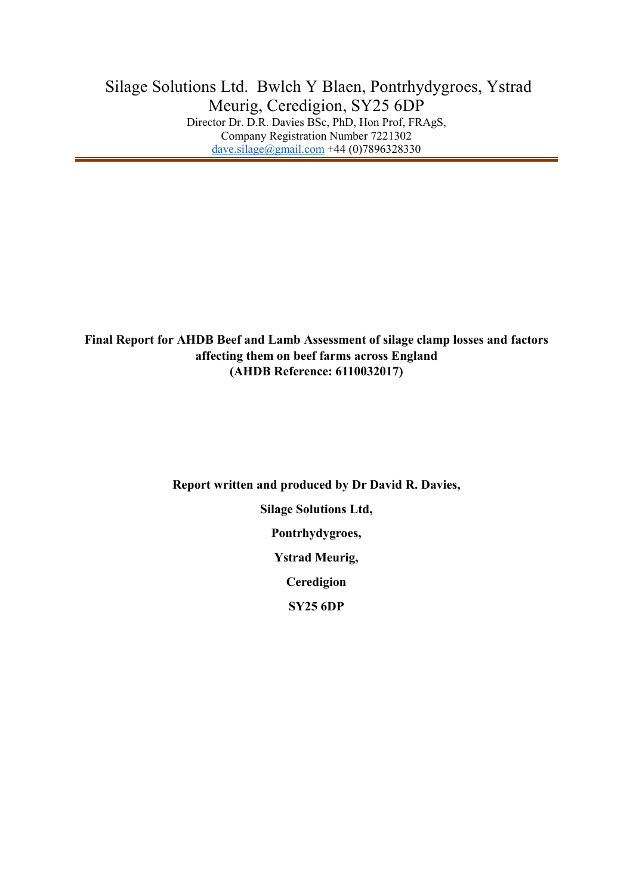Silage Solutions Ltd. Bwlch Y Blaen, Pontrhydygroes, Ystrad Meurig, Ceredigion, SY25 6DP

Director Dr. D.R. Davies BSc, PhD, Hon Prof, FRAgS,
Company Registration Number 7221302
dave.silage@gmail.com +44 (0)7896328330

---

**Final Report for AHDB Beef and Lamb Assessment of silage clamp losses and factors affecting them on beef farms across England**
**(AHDB Reference: 6110032017)**

**Report written and produced by Dr David R. Davies,**

**Silage Solutions Ltd,**

**Pontrhydygroes,**

**Ystrad Meurig,**

**Ceredigion**

**SY25 6DP**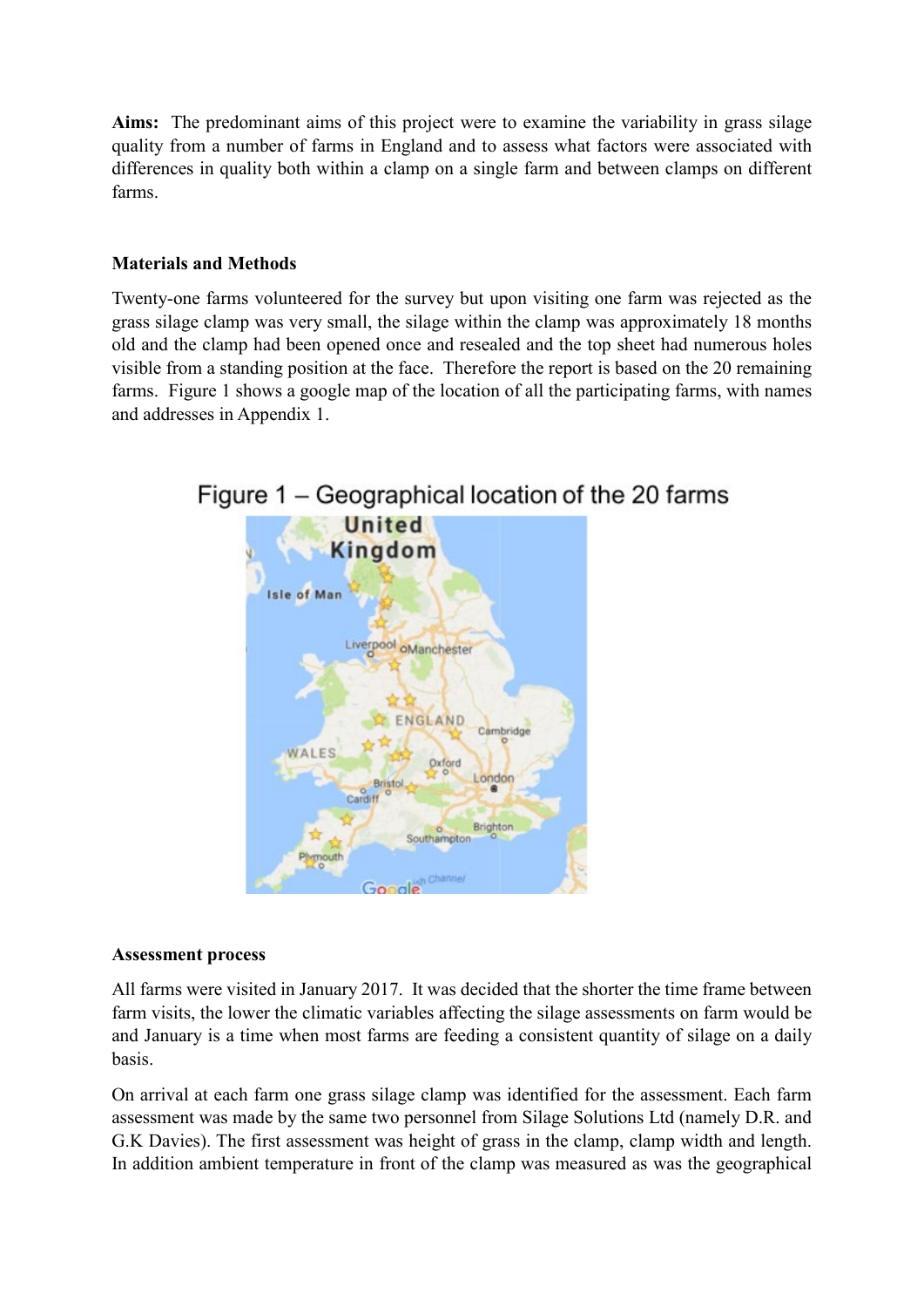**Aims:** The predominant aims of this project were to examine the variability in grass silage quality from a number of farms in England and to assess what factors were associated with differences in quality both within a clamp on a single farm and between clamps on different farms.

**Materials and Methods**

Twenty-one farms volunteered for the survey but upon visiting one farm was rejected as the grass silage clamp was very small, the silage within the clamp was approximately 18 months old and the clamp had been opened once and resealed and the top sheet had numerous holes visible from a standing position at the face. Therefore the report is based on the 20 remaining farms. Figure 1 shows a google map of the location of all the participating farms, with names and addresses in Appendix 1.

Figure 1 – Geographical location of the 20 farms

**Assessment process**

All farms were visited in January 2017. It was decided that the shorter the time frame between farm visits, the lower the climatic variables affecting the silage assessments on farm would be and January is a time when most farms are feeding a consistent quantity of silage on a daily basis.

On arrival at each farm one grass silage clamp was identified for the assessment. Each farm assessment was made by the same two personnel from Silage Solutions Ltd (namely D.R. and G.K Davies). The first assessment was height of grass in the clamp, clamp width and length. In addition ambient temperature in front of the clamp was measured as was the geographical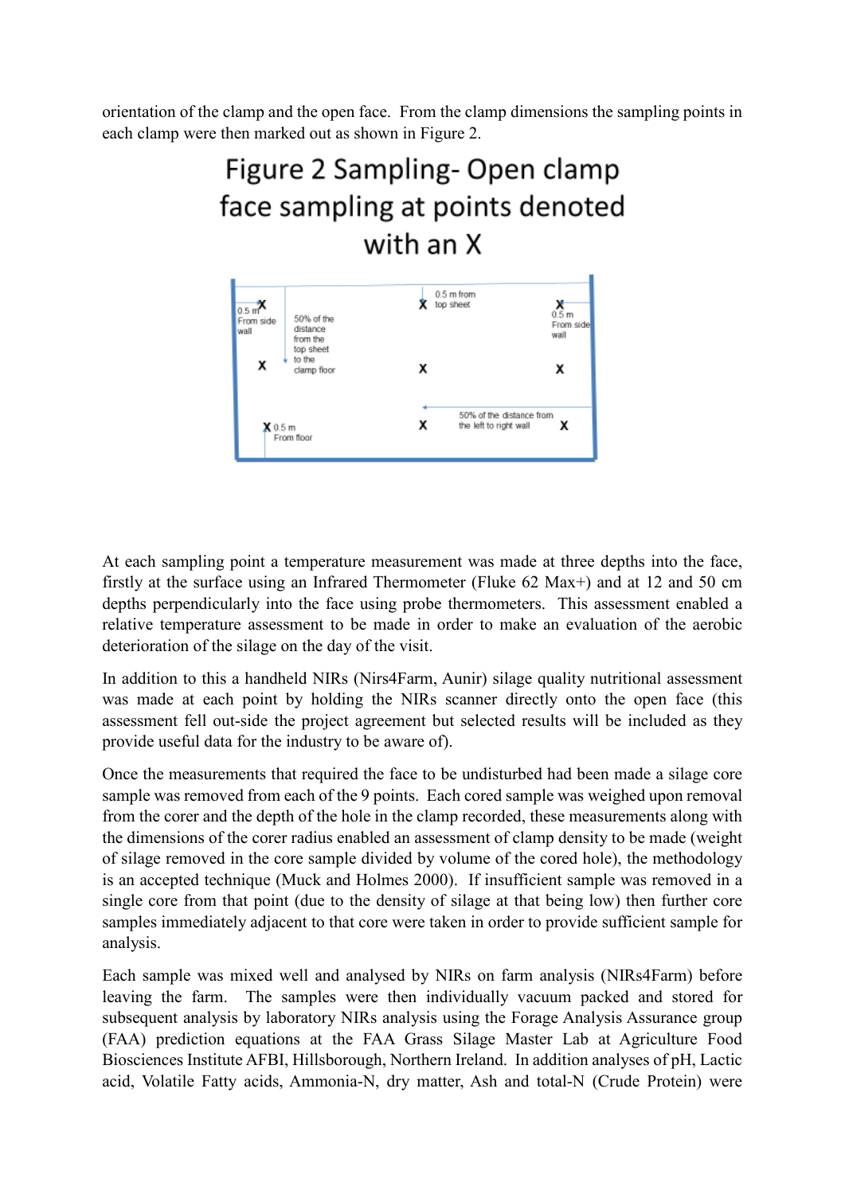orientation of the clamp and the open face. From the clamp dimensions the sampling points in each clamp were then marked out as shown in Figure 2.

**Figure 2 Sampling- Open clamp face sampling at points denoted with an X**

0.5 m From side wall | 50% of the distance from the top sheet to the clamp floor | 0.5 m from top sheet | 0.5 m From side wall | 50% of the distance from the left to right wall | 0.5 m From floor

At each sampling point a temperature measurement was made at three depths into the face, firstly at the surface using an Infrared Thermometer (Fluke 62 Max+) and at 12 and 50 cm depths perpendicularly into the face using probe thermometers. This assessment enabled a relative temperature assessment to be made in order to make an evaluation of the aerobic deterioration of the silage on the day of the visit.

In addition to this a handheld NIRs (Nirs4Farm, Aunir) silage quality nutritional assessment was made at each point by holding the NIRs scanner directly onto the open face (this assessment fell out-side the project agreement but selected results will be included as they provide useful data for the industry to be aware of).

Once the measurements that required the face to be undisturbed had been made a silage core sample was removed from each of the 9 points. Each cored sample was weighed upon removal from the corer and the depth of the hole in the clamp recorded, these measurements along with the dimensions of the corer radius enabled an assessment of clamp density to be made (weight of silage removed in the core sample divided by volume of the cored hole), the methodology is an accepted technique (Muck and Holmes 2000). If insufficient sample was removed in a single core from that point (due to the density of silage at that being low) then further core samples immediately adjacent to that core were taken in order to provide sufficient sample for analysis.

Each sample was mixed well and analysed by NIRs on farm analysis (NIRs4Farm) before leaving the farm. The samples were then individually vacuum packed and stored for subsequent analysis by laboratory NIRs analysis using the Forage Analysis Assurance group (FAA) prediction equations at the FAA Grass Silage Master Lab at Agriculture Food Biosciences Institute AFBI, Hillsborough, Northern Ireland. In addition analyses of pH, Lactic acid, Volatile Fatty acids, Ammonia-N, dry matter, Ash and total-N (Crude Protein) were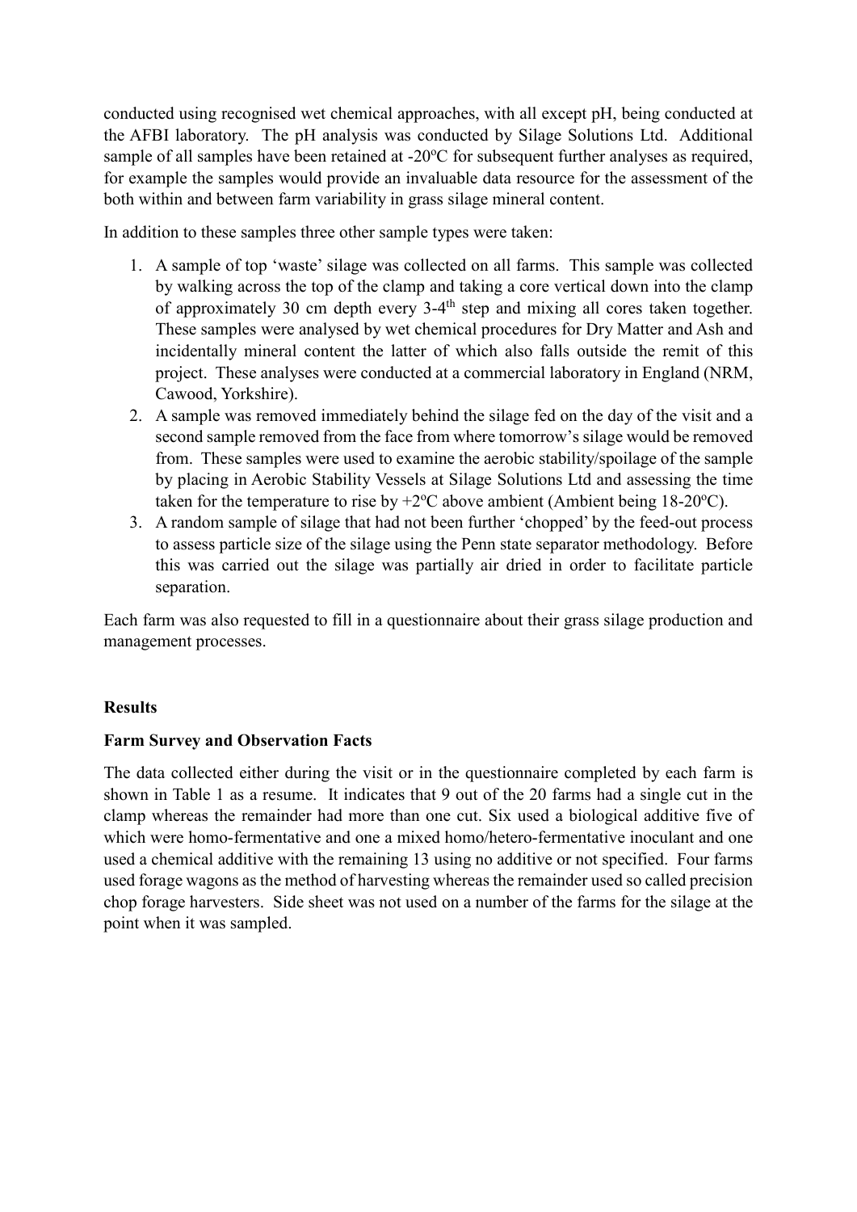conducted using recognised wet chemical approaches, with all except pH, being conducted at the AFBI laboratory. The pH analysis was conducted by Silage Solutions Ltd. Additional sample of all samples have been retained at -20ºC for subsequent further analyses as required, for example the samples would provide an invaluable data resource for the assessment of the both within and between farm variability in grass silage mineral content.

In addition to these samples three other sample types were taken:

1. A sample of top 'waste' silage was collected on all farms. This sample was collected by walking across the top of the clamp and taking a core vertical down into the clamp of approximately 30 cm depth every 3-4th step and mixing all cores taken together. These samples were analysed by wet chemical procedures for Dry Matter and Ash and incidentally mineral content the latter of which also falls outside the remit of this project. These analyses were conducted at a commercial laboratory in England (NRM, Cawood, Yorkshire).
2. A sample was removed immediately behind the silage fed on the day of the visit and a second sample removed from the face from where tomorrow's silage would be removed from. These samples were used to examine the aerobic stability/spoilage of the sample by placing in Aerobic Stability Vessels at Silage Solutions Ltd and assessing the time taken for the temperature to rise by +2ºC above ambient (Ambient being 18-20ºC).
3. A random sample of silage that had not been further 'chopped' by the feed-out process to assess particle size of the silage using the Penn state separator methodology. Before this was carried out the silage was partially air dried in order to facilitate particle separation.

Each farm was also requested to fill in a questionnaire about their grass silage production and management processes.

## Results

### Farm Survey and Observation Facts

The data collected either during the visit or in the questionnaire completed by each farm is shown in Table 1 as a resume. It indicates that 9 out of the 20 farms had a single cut in the clamp whereas the remainder had more than one cut. Six used a biological additive five of which were homo-fermentative and one a mixed homo/hetero-fermentative inoculant and one used a chemical additive with the remaining 13 using no additive or not specified. Four farms used forage wagons as the method of harvesting whereas the remainder used so called precision chop forage harvesters. Side sheet was not used on a number of the farms for the silage at the point when it was sampled.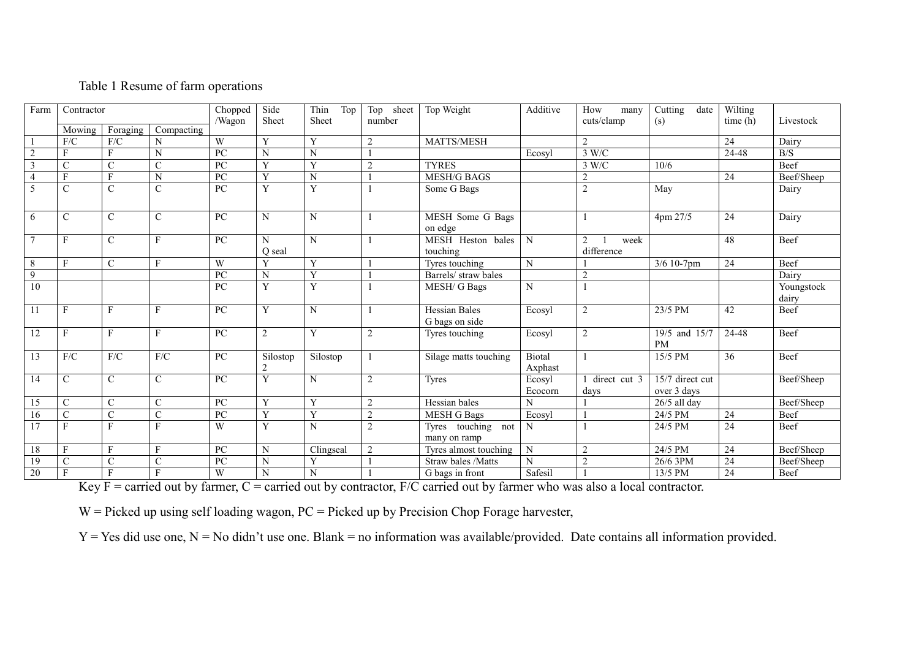Table 1 Resume of farm operations

| Farm | Contractor | | | Chopped /Wagon | Side Sheet | Thin Top Sheet | Top sheet number | Top Weight | Additive | How many cuts/clamp | Cutting date (s) | Wilting time (h) | Livestock |
|---|---|---|---|---|---|---|---|---|---|---|---|---|---|
| | Mowing | Foraging | Compacting | | | | | | | | | | |
| 1 | F/C | F/C | N | W | Y | Y | 2 | MATTS/MESH | | 2 | | 24 | Dairy |
| 2 | F | F | N | PC | N | N | 1 | | Ecosyl | 3 W/C | | 24-48 | B/S |
| 3 | C | C | C | PC | Y | Y | 2 | TYRES | | 3 W/C | 10/6 | | Beef |
| 4 | F | F | N | PC | Y | N | 1 | MESH/G BAGS | | 2 | | 24 | Beef/Sheep |
| 5 | C | C | C | PC | Y | Y | 1 | Some G Bags | | 2 | May | | Dairy |
| 6 | C | C | C | PC | N | N | 1 | MESH Some G Bags on edge | | 1 | 4pm 27/5 | 24 | Dairy |
| 7 | F | C | F | PC | N Q seal | N | 1 | MESH Heston bales touching | N | 2 1 week difference | | 48 | Beef |
| 8 | F | C | F | W | Y | Y | 1 | Tyres touching | N | 1 | 3/6 10-7pm | 24 | Beef |
| 9 | | | | PC | N | Y | 1 | Barrels/ straw bales | | 2 | | | Dairy |
| 10 | | | | PC | Y | Y | 1 | MESH/ G Bags | N | 1 | | | Youngstock dairy |
| 11 | F | F | F | PC | Y | N | 1 | Hessian Bales G bags on side | Ecosyl | 2 | 23/5 PM | 42 | Beef |
| 12 | F | F | F | PC | 2 | Y | 2 | Tyres touching | Ecosyl | 2 | 19/5 and 15/7 PM | 24-48 | Beef |
| 13 | F/C | F/C | F/C | PC | Silostop 2 | Silostop | 1 | Silage matts touching | Biotal Axphast | 1 | 15/5 PM | 36 | Beef |
| 14 | C | C | C | PC | Y | N | 2 | Tyres | Ecosyl Ecocorn | 1 direct cut 3 days | 15/7 direct cut over 3 days | | Beef/Sheep |
| 15 | C | C | C | PC | Y | Y | 2 | Hessian bales | N | 1 | 26/5 all day | | Beef/Sheep |
| 16 | C | C | C | PC | Y | Y | 2 | MESH G Bags | Ecosyl | 1 | 24/5 PM | 24 | Beef |
| 17 | F | F | F | W | Y | N | 2 | Tyres touching not many on ramp | N | 1 | 24/5 PM | 24 | Beef |
| 18 | F | F | F | PC | N | Clingseal | 2 | Tyres almost touching | N | 2 | 24/5 PM | 24 | Beef/Sheep |
| 19 | C | C | C | PC | N | Y | 1 | Straw bales /Matts | N | 2 | 26/6 3PM | 24 | Beef/Sheep |
| 20 | F | F | F | W | N | N | 1 | G bags in front | Safesil | 1 | 13/5 PM | 24 | Beef |

Key F = carried out by farmer, C = carried out by contractor, F/C carried out by farmer who was also a local contractor.

W = Picked up using self loading wagon, PC = Picked up by Precision Chop Forage harvester,

Y = Yes did use one, N = No didn't use one. Blank = no information was available/provided. Date contains all information provided.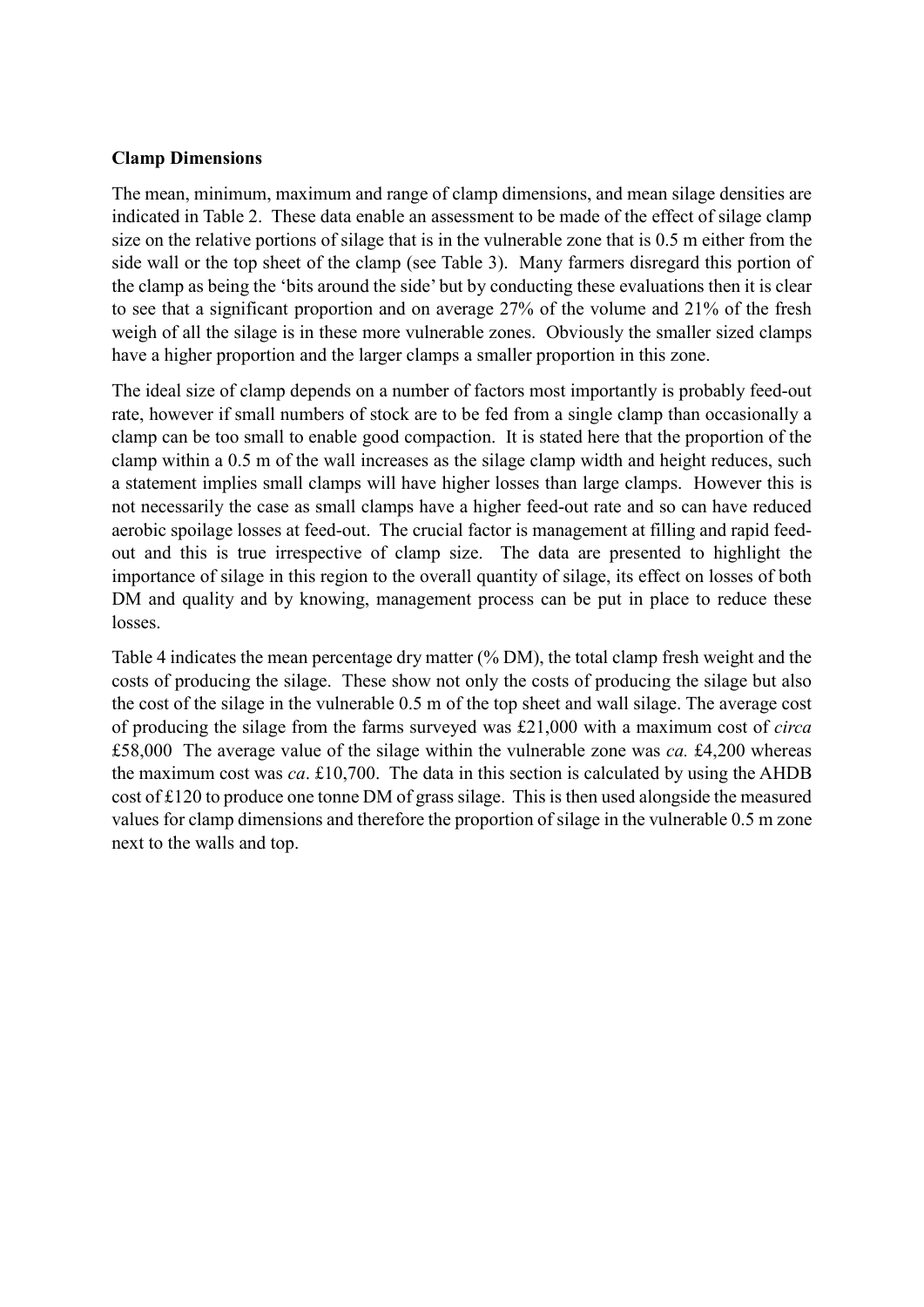**Clamp Dimensions**

The mean, minimum, maximum and range of clamp dimensions, and mean silage densities are indicated in Table 2. These data enable an assessment to be made of the effect of silage clamp size on the relative portions of silage that is in the vulnerable zone that is 0.5 m either from the side wall or the top sheet of the clamp (see Table 3). Many farmers disregard this portion of the clamp as being the 'bits around the side' but by conducting these evaluations then it is clear to see that a significant proportion and on average 27% of the volume and 21% of the fresh weigh of all the silage is in these more vulnerable zones. Obviously the smaller sized clamps have a higher proportion and the larger clamps a smaller proportion in this zone.

The ideal size of clamp depends on a number of factors most importantly is probably feed-out rate, however if small numbers of stock are to be fed from a single clamp than occasionally a clamp can be too small to enable good compaction. It is stated here that the proportion of the clamp within a 0.5 m of the wall increases as the silage clamp width and height reduces, such a statement implies small clamps will have higher losses than large clamps. However this is not necessarily the case as small clamps have a higher feed-out rate and so can have reduced aerobic spoilage losses at feed-out. The crucial factor is management at filling and rapid feed-out and this is true irrespective of clamp size. The data are presented to highlight the importance of silage in this region to the overall quantity of silage, its effect on losses of both DM and quality and by knowing, management process can be put in place to reduce these losses.

Table 4 indicates the mean percentage dry matter (% DM), the total clamp fresh weight and the costs of producing the silage. These show not only the costs of producing the silage but also the cost of the silage in the vulnerable 0.5 m of the top sheet and wall silage. The average cost of producing the silage from the farms surveyed was £21,000 with a maximum cost of *circa* £58,000 The average value of the silage within the vulnerable zone was *ca.* £4,200 whereas the maximum cost was *ca*. £10,700. The data in this section is calculated by using the AHDB cost of £120 to produce one tonne DM of grass silage. This is then used alongside the measured values for clamp dimensions and therefore the proportion of silage in the vulnerable 0.5 m zone next to the walls and top.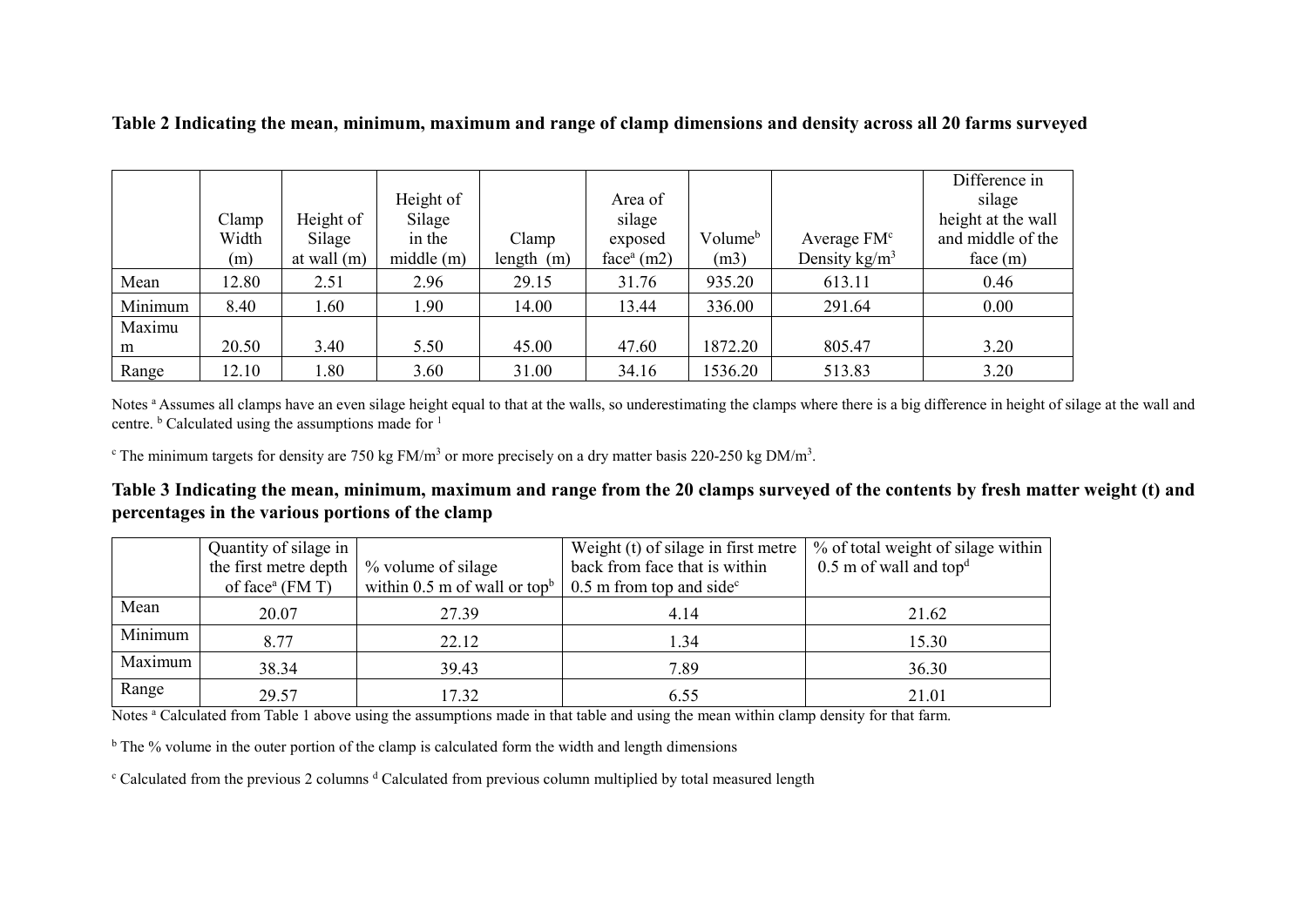**Table 2 Indicating the mean, minimum, maximum and range of clamp dimensions and density across all 20 farms surveyed**

| | Clamp Width (m) | Height of Silage at wall (m) | Height of Silage in the middle (m) | Clamp length (m) | Area of silage exposed face[a] (m2) | Volume[b] (m3) | Average FM[c] Density kg/m$^3$ | Difference in silage height at the wall and middle of the face (m) |
|---|---|---|---|---|---|---|---|---|
| Mean | 12.80 | 2.51 | 2.96 | 29.15 | 31.76 | 935.20 | 613.11 | 0.46 |
| Minimum | 8.40 | 1.60 | 1.90 | 14.00 | 13.44 | 336.00 | 291.64 | 0.00 |
| Maximum | 20.50 | 3.40 | 5.50 | 45.00 | 47.60 | 1872.20 | 805.47 | 3.20 |
| Range | 12.10 | 1.80 | 3.60 | 31.00 | 34.16 | 1536.20 | 513.83 | 3.20 |

Notes [a] Assumes all clamps have an even silage height equal to that at the walls, so underestimating the clamps where there is a big difference in height of silage at the wall and centre. [b] Calculated using the assumptions made for [1]

[c] The minimum targets for density are 750 kg FM/m$^3$ or more precisely on a dry matter basis 220-250 kg DM/m$^3$.

**Table 3 Indicating the mean, minimum, maximum and range from the 20 clamps surveyed of the contents by fresh matter weight (t) and percentages in the various portions of the clamp**

| | Quantity of silage in the first metre depth of face[a] (FM T) | % volume of silage within 0.5 m of wall or top[b] | Weight (t) of silage in first metre back from face that is within 0.5 m from top and side[c] | % of total weight of silage within 0.5 m of wall and top[d] |
|---|---|---|---|---|
| Mean | 20.07 | 27.39 | 4.14 | 21.62 |
| Minimum | 8.77 | 22.12 | 1.34 | 15.30 |
| Maximum | 38.34 | 39.43 | 7.89 | 36.30 |
| Range | 29.57 | 17.32 | 6.55 | 21.01 |

Notes [a] Calculated from Table 1 above using the assumptions made in that table and using the mean within clamp density for that farm.

[b] The % volume in the outer portion of the clamp is calculated form the width and length dimensions

[c] Calculated from the previous 2 columns [d] Calculated from previous column multiplied by total measured length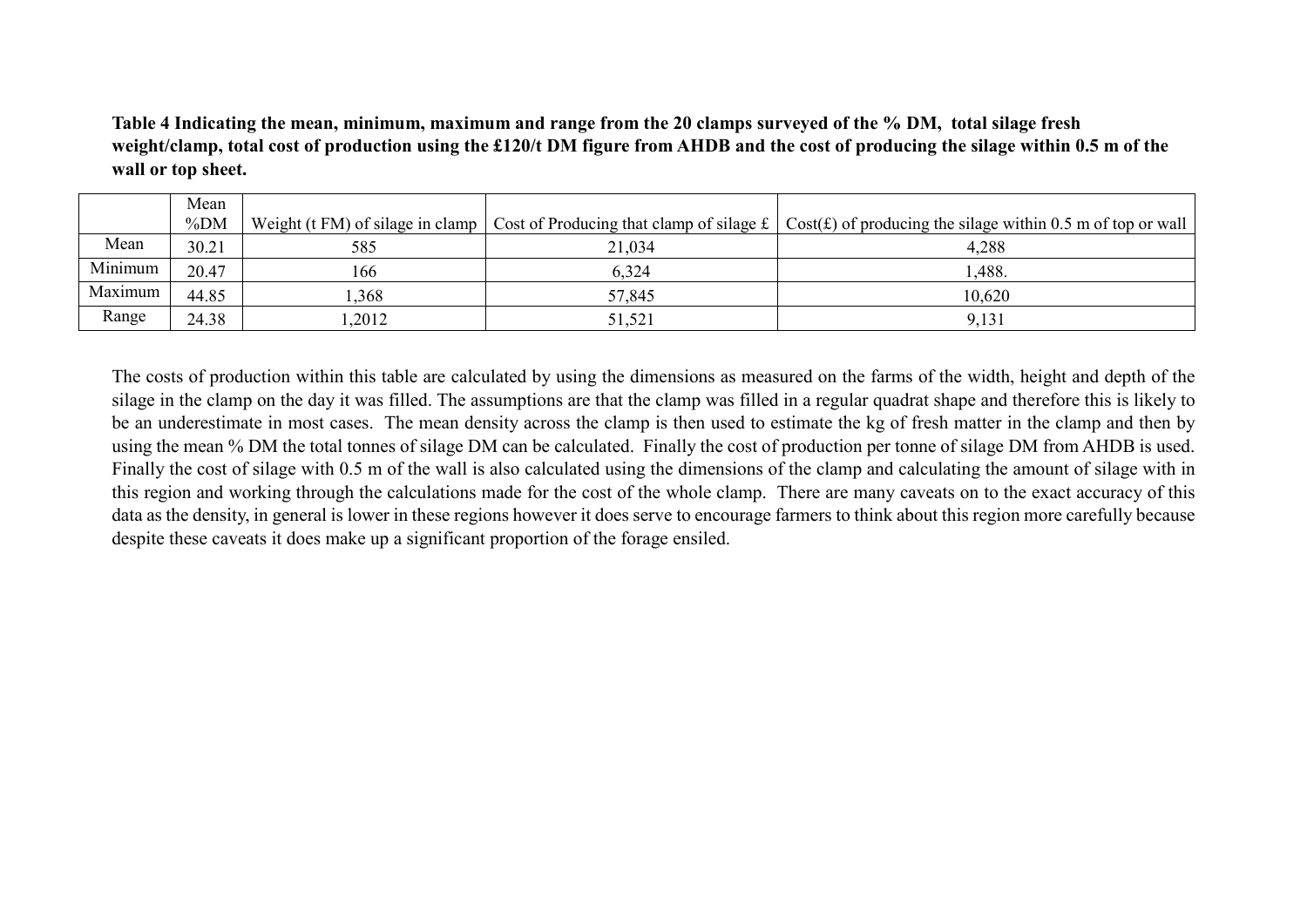**Table 4 Indicating the mean, minimum, maximum and range from the 20 clamps surveyed of the % DM, total silage fresh weight/clamp, total cost of production using the £120/t DM figure from AHDB and the cost of producing the silage within 0.5 m of the wall or top sheet.**

| | Mean %DM | Weight (t FM) of silage in clamp | Cost of Producing that clamp of silage £ | Cost(£) of producing the silage within 0.5 m of top or wall |
|---|---|---|---|---|
| Mean | 30.21 | 585 | 21,034 | 4,288 |
| Minimum | 20.47 | 166 | 6,324 | 1,488. |
| Maximum | 44.85 | 1,368 | 57,845 | 10,620 |
| Range | 24.38 | 1,2012 | 51,521 | 9,131 |

The costs of production within this table are calculated by using the dimensions as measured on the farms of the width, height and depth of the silage in the clamp on the day it was filled. The assumptions are that the clamp was filled in a regular quadrat shape and therefore this is likely to be an underestimate in most cases. The mean density across the clamp is then used to estimate the kg of fresh matter in the clamp and then by using the mean % DM the total tonnes of silage DM can be calculated. Finally the cost of production per tonne of silage DM from AHDB is used. Finally the cost of silage with 0.5 m of the wall is also calculated using the dimensions of the clamp and calculating the amount of silage with in this region and working through the calculations made for the cost of the whole clamp. There are many caveats on to the exact accuracy of this data as the density, in general is lower in these regions however it does serve to encourage farmers to think about this region more carefully because despite these caveats it does make up a significant proportion of the forage ensiled.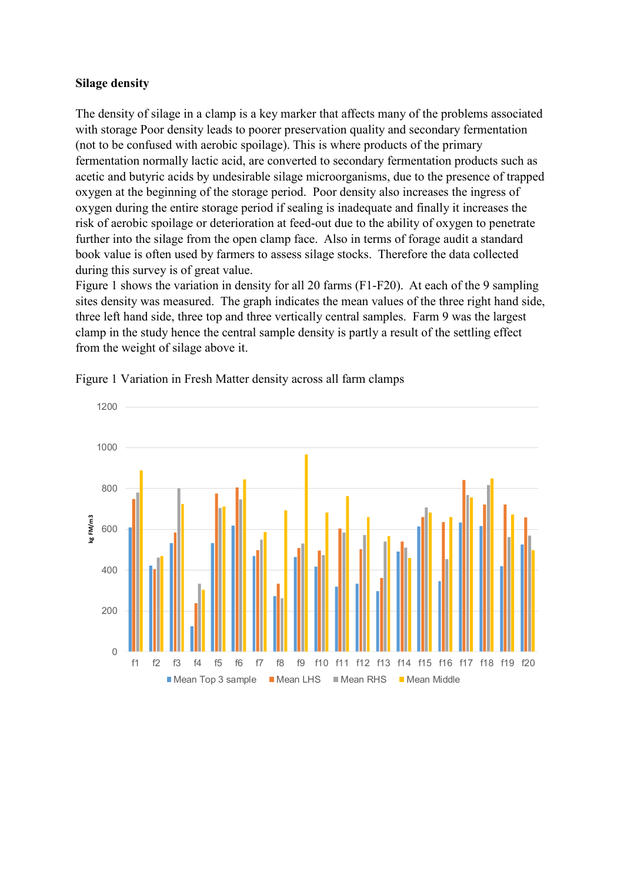**Silage density**

The density of silage in a clamp is a key marker that affects many of the problems associated with storage Poor density leads to poorer preservation quality and secondary fermentation (not to be confused with aerobic spoilage). This is where products of the primary fermentation normally lactic acid, are converted to secondary fermentation products such as acetic and butyric acids by undesirable silage microorganisms, due to the presence of trapped oxygen at the beginning of the storage period. Poor density also increases the ingress of oxygen during the entire storage period if sealing is inadequate and finally it increases the risk of aerobic spoilage or deterioration at feed-out due to the ability of oxygen to penetrate further into the silage from the open clamp face. Also in terms of forage audit a standard book value is often used by farmers to assess silage stocks. Therefore the data collected during this survey is of great value.

Figure 1 shows the variation in density for all 20 farms (F1-F20). At each of the 9 sampling sites density was measured. The graph indicates the mean values of the three right hand side, three left hand side, three top and three vertically central samples. Farm 9 was the largest clamp in the study hence the central sample density is partly a result of the settling effect from the weight of silage above it.

Figure 1 Variation in Fresh Matter density across all farm clamps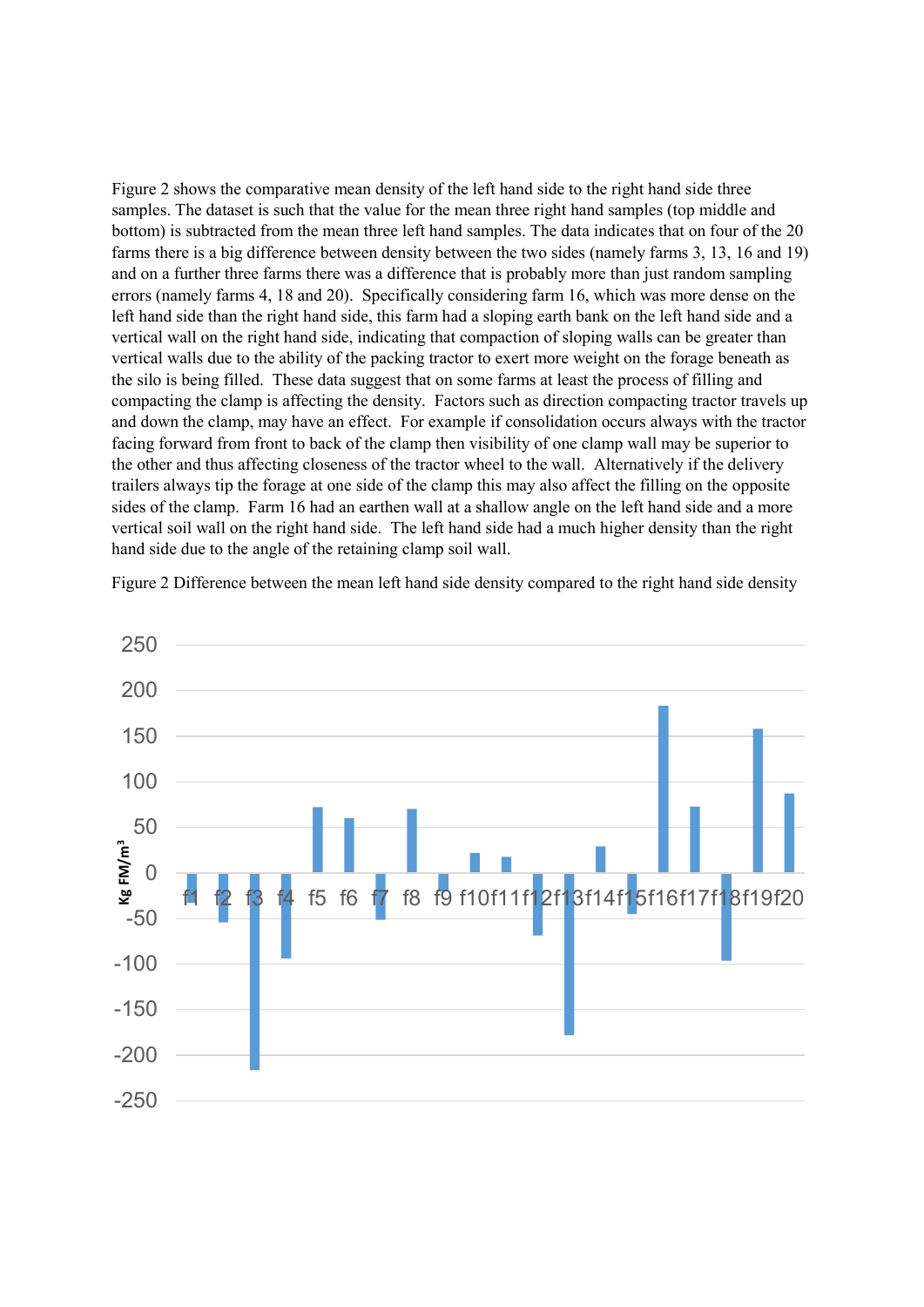Figure 2 shows the comparative mean density of the left hand side to the right hand side three samples. The dataset is such that the value for the mean three right hand samples (top middle and bottom) is subtracted from the mean three left hand samples. The data indicates that on four of the 20 farms there is a big difference between density between the two sides (namely farms 3, 13, 16 and 19) and on a further three farms there was a difference that is probably more than just random sampling errors (namely farms 4, 18 and 20). Specifically considering farm 16, which was more dense on the left hand side than the right hand side, this farm had a sloping earth bank on the left hand side and a vertical wall on the right hand side, indicating that compaction of sloping walls can be greater than vertical walls due to the ability of the packing tractor to exert more weight on the forage beneath as the silo is being filled. These data suggest that on some farms at least the process of filling and compacting the clamp is affecting the density. Factors such as direction compacting tractor travels up and down the clamp, may have an effect. For example if consolidation occurs always with the tractor facing forward from front to back of the clamp then visibility of one clamp wall may be superior to the other and thus affecting closeness of the tractor wheel to the wall. Alternatively if the delivery trailers always tip the forage at one side of the clamp this may also affect the filling on the opposite sides of the clamp. Farm 16 had an earthen wall at a shallow angle on the left hand side and a more vertical soil wall on the right hand side. The left hand side had a much higher density than the right hand side due to the angle of the retaining clamp soil wall.

Figure 2 Difference between the mean left hand side density compared to the right hand side density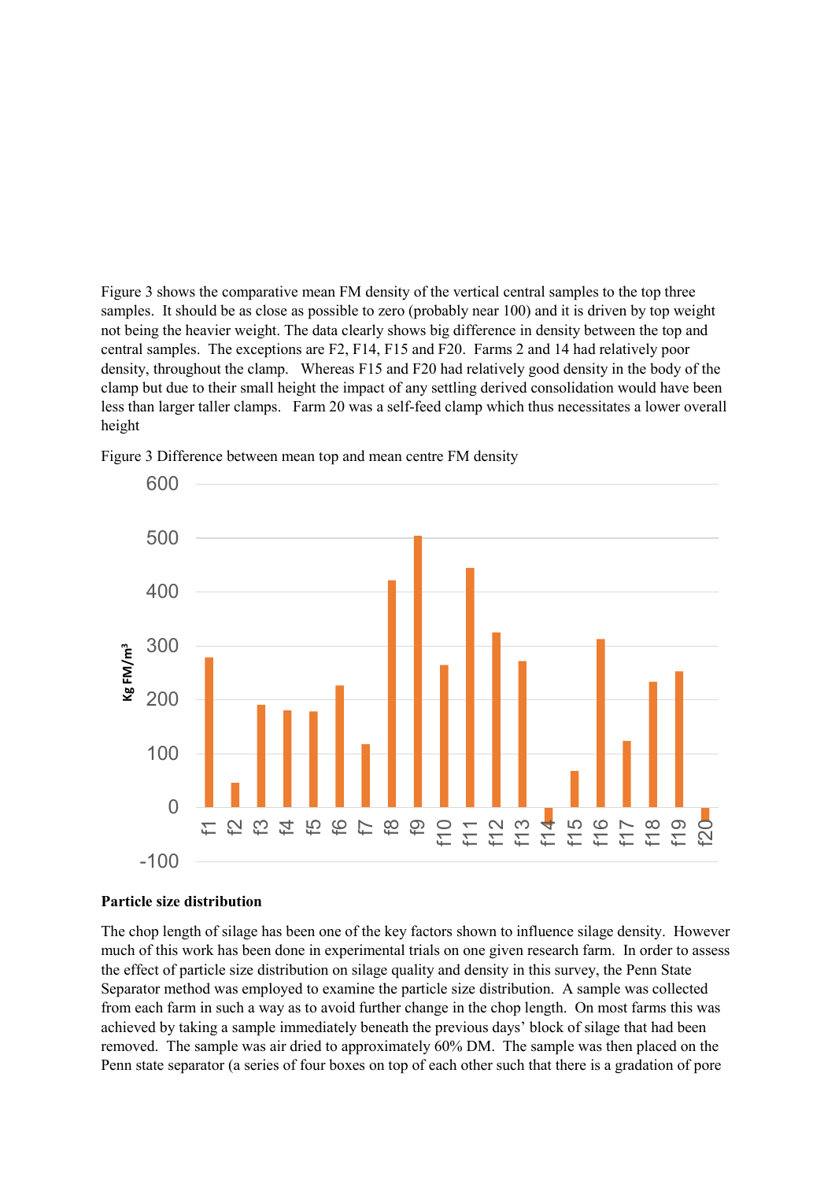Figure 3 shows the comparative mean FM density of the vertical central samples to the top three samples. It should be as close as possible to zero (probably near 100) and it is driven by top weight not being the heavier weight. The data clearly shows big difference in density between the top and central samples. The exceptions are F2, F14, F15 and F20. Farms 2 and 14 had relatively poor density, throughout the clamp. Whereas F15 and F20 had relatively good density in the body of the clamp but due to their small height the impact of any settling derived consolidation would have been less than larger taller clamps. Farm 20 was a self-feed clamp which thus necessitates a lower overall height

Figure 3 Difference between mean top and mean centre FM density

**Particle size distribution**

The chop length of silage has been one of the key factors shown to influence silage density. However much of this work has been done in experimental trials on one given research farm. In order to assess the effect of particle size distribution on silage quality and density in this survey, the Penn State Separator method was employed to examine the particle size distribution. A sample was collected from each farm in such a way as to avoid further change in the chop length. On most farms this was achieved by taking a sample immediately beneath the previous days' block of silage that had been removed. The sample was air dried to approximately 60% DM. The sample was then placed on the Penn state separator (a series of four boxes on top of each other such that there is a gradation of pore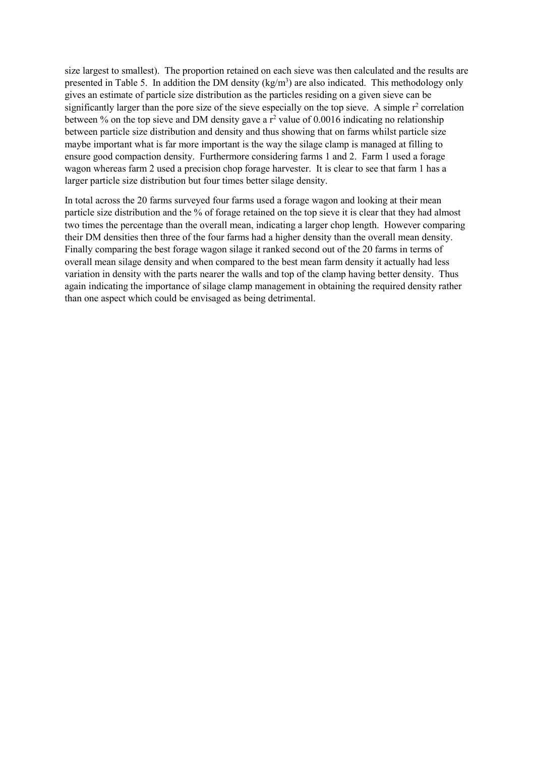size largest to smallest). The proportion retained on each sieve was then calculated and the results are presented in Table 5. In addition the DM density (kg/$m^3$) are also indicated. This methodology only gives an estimate of particle size distribution as the particles residing on a given sieve can be significantly larger than the pore size of the sieve especially on the top sieve. A simple $r^2$ correlation between % on the top sieve and DM density gave a $r^2$ value of 0.0016 indicating no relationship between particle size distribution and density and thus showing that on farms whilst particle size maybe important what is far more important is the way the silage clamp is managed at filling to ensure good compaction density. Furthermore considering farms 1 and 2. Farm 1 used a forage wagon whereas farm 2 used a precision chop forage harvester. It is clear to see that farm 1 has a larger particle size distribution but four times better silage density.

In total across the 20 farms surveyed four farms used a forage wagon and looking at their mean particle size distribution and the % of forage retained on the top sieve it is clear that they had almost two times the percentage than the overall mean, indicating a larger chop length. However comparing their DM densities then three of the four farms had a higher density than the overall mean density. Finally comparing the best forage wagon silage it ranked second out of the 20 farms in terms of overall mean silage density and when compared to the best mean farm density it actually had less variation in density with the parts nearer the walls and top of the clamp having better density. Thus again indicating the importance of silage clamp management in obtaining the required density rather than one aspect which could be envisaged as being detrimental.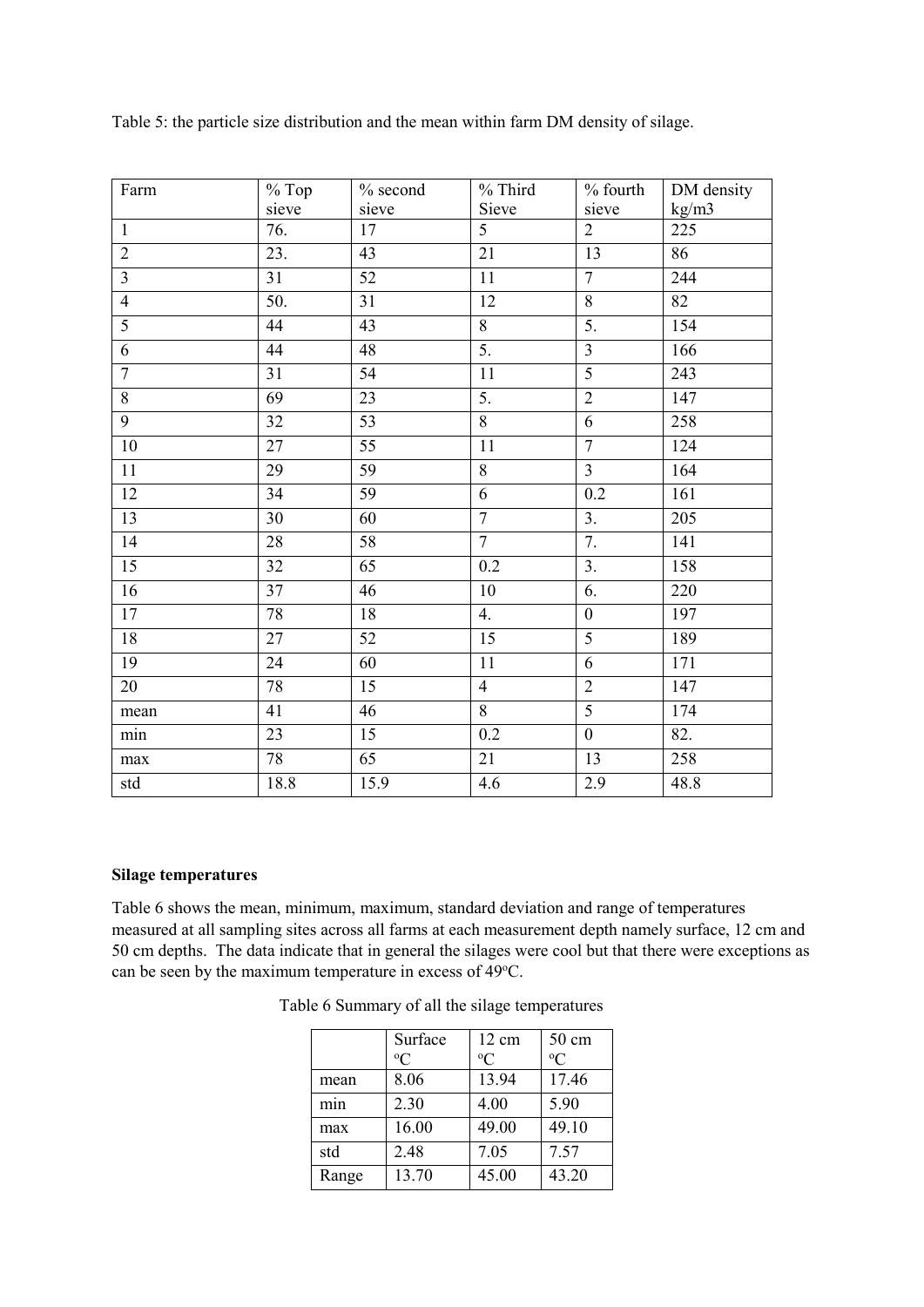Table 5: the particle size distribution and the mean within farm DM density of silage.

| Farm | % Top sieve | % second sieve | % Third Sieve | % fourth sieve | DM density kg/m3 |
|---|---|---|---|---|---|
| 1 | 76. | 17 | 5 | 2 | 225 |
| 2 | 23. | 43 | 21 | 13 | 86 |
| 3 | 31 | 52 | 11 | 7 | 244 |
| 4 | 50. | 31 | 12 | 8 | 82 |
| 5 | 44 | 43 | 8 | 5. | 154 |
| 6 | 44 | 48 | 5. | 3 | 166 |
| 7 | 31 | 54 | 11 | 5 | 243 |
| 8 | 69 | 23 | 5. | 2 | 147 |
| 9 | 32 | 53 | 8 | 6 | 258 |
| 10 | 27 | 55 | 11 | 7 | 124 |
| 11 | 29 | 59 | 8 | 3 | 164 |
| 12 | 34 | 59 | 6 | 0.2 | 161 |
| 13 | 30 | 60 | 7 | 3. | 205 |
| 14 | 28 | 58 | 7 | 7. | 141 |
| 15 | 32 | 65 | 0.2 | 3. | 158 |
| 16 | 37 | 46 | 10 | 6. | 220 |
| 17 | 78 | 18 | 4. | 0 | 197 |
| 18 | 27 | 52 | 15 | 5 | 189 |
| 19 | 24 | 60 | 11 | 6 | 171 |
| 20 | 78 | 15 | 4 | 2 | 147 |
| mean | 41 | 46 | 8 | 5 | 174 |
| min | 23 | 15 | 0.2 | 0 | 82. |
| max | 78 | 65 | 21 | 13 | 258 |
| std | 18.8 | 15.9 | 4.6 | 2.9 | 48.8 |

**Silage temperatures**

Table 6 shows the mean, minimum, maximum, standard deviation and range of temperatures measured at all sampling sites across all farms at each measurement depth namely surface, 12 cm and 50 cm depths. The data indicate that in general the silages were cool but that there were exceptions as can be seen by the maximum temperature in excess of 49°C.

Table 6 Summary of all the silage temperatures

| | Surface °C | 12 cm °C | 50 cm °C |
|---|---|---|---|
| mean | 8.06 | 13.94 | 17.46 |
| min | 2.30 | 4.00 | 5.90 |
| max | 16.00 | 49.00 | 49.10 |
| std | 2.48 | 7.05 | 7.57 |
| Range | 13.70 | 45.00 | 43.20 |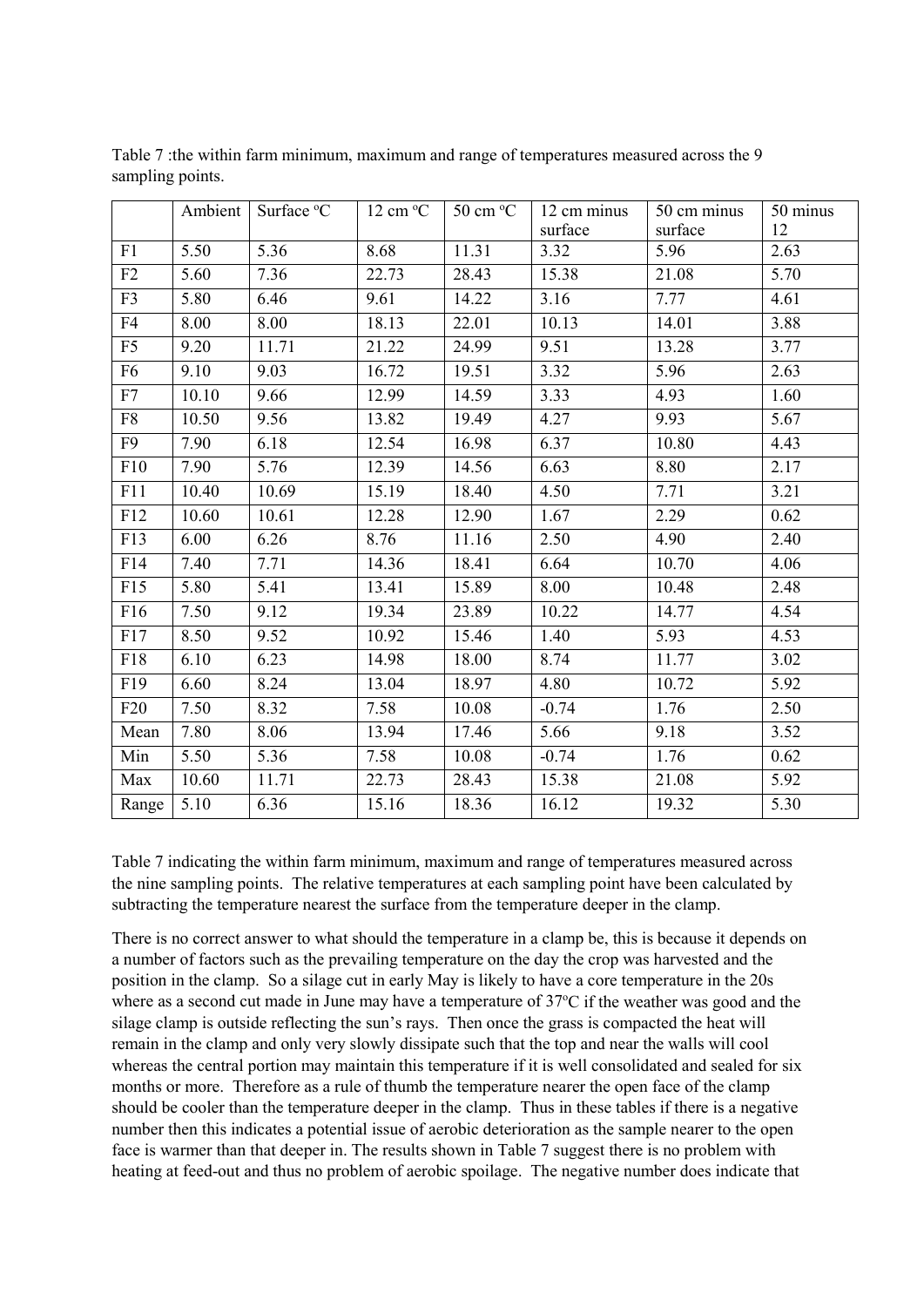Table 7 :the within farm minimum, maximum and range of temperatures measured across the 9 sampling points.

| | Ambient | Surface °C | 12 cm °C | 50 cm °C | 12 cm minus surface | 50 cm minus surface | 50 minus 12 |
|---|---|---|---|---|---|---|---|
| F1 | 5.50 | 5.36 | 8.68 | 11.31 | 3.32 | 5.96 | 2.63 |
| F2 | 5.60 | 7.36 | 22.73 | 28.43 | 15.38 | 21.08 | 5.70 |
| F3 | 5.80 | 6.46 | 9.61 | 14.22 | 3.16 | 7.77 | 4.61 |
| F4 | 8.00 | 8.00 | 18.13 | 22.01 | 10.13 | 14.01 | 3.88 |
| F5 | 9.20 | 11.71 | 21.22 | 24.99 | 9.51 | 13.28 | 3.77 |
| F6 | 9.10 | 9.03 | 16.72 | 19.51 | 3.32 | 5.96 | 2.63 |
| F7 | 10.10 | 9.66 | 12.99 | 14.59 | 3.33 | 4.93 | 1.60 |
| F8 | 10.50 | 9.56 | 13.82 | 19.49 | 4.27 | 9.93 | 5.67 |
| F9 | 7.90 | 6.18 | 12.54 | 16.98 | 6.37 | 10.80 | 4.43 |
| F10 | 7.90 | 5.76 | 12.39 | 14.56 | 6.63 | 8.80 | 2.17 |
| F11 | 10.40 | 10.69 | 15.19 | 18.40 | 4.50 | 7.71 | 3.21 |
| F12 | 10.60 | 10.61 | 12.28 | 12.90 | 1.67 | 2.29 | 0.62 |
| F13 | 6.00 | 6.26 | 8.76 | 11.16 | 2.50 | 4.90 | 2.40 |
| F14 | 7.40 | 7.71 | 14.36 | 18.41 | 6.64 | 10.70 | 4.06 |
| F15 | 5.80 | 5.41 | 13.41 | 15.89 | 8.00 | 10.48 | 2.48 |
| F16 | 7.50 | 9.12 | 19.34 | 23.89 | 10.22 | 14.77 | 4.54 |
| F17 | 8.50 | 9.52 | 10.92 | 15.46 | 1.40 | 5.93 | 4.53 |
| F18 | 6.10 | 6.23 | 14.98 | 18.00 | 8.74 | 11.77 | 3.02 |
| F19 | 6.60 | 8.24 | 13.04 | 18.97 | 4.80 | 10.72 | 5.92 |
| F20 | 7.50 | 8.32 | 7.58 | 10.08 | -0.74 | 1.76 | 2.50 |
| Mean | 7.80 | 8.06 | 13.94 | 17.46 | 5.66 | 9.18 | 3.52 |
| Min | 5.50 | 5.36 | 7.58 | 10.08 | -0.74 | 1.76 | 0.62 |
| Max | 10.60 | 11.71 | 22.73 | 28.43 | 15.38 | 21.08 | 5.92 |
| Range | 5.10 | 6.36 | 15.16 | 18.36 | 16.12 | 19.32 | 5.30 |

Table 7 indicating the within farm minimum, maximum and range of temperatures measured across the nine sampling points. The relative temperatures at each sampling point have been calculated by subtracting the temperature nearest the surface from the temperature deeper in the clamp.

There is no correct answer to what should the temperature in a clamp be, this is because it depends on a number of factors such as the prevailing temperature on the day the crop was harvested and the position in the clamp. So a silage cut in early May is likely to have a core temperature in the 20s where as a second cut made in June may have a temperature of 37°C if the weather was good and the silage clamp is outside reflecting the sun's rays. Then once the grass is compacted the heat will remain in the clamp and only very slowly dissipate such that the top and near the walls will cool whereas the central portion may maintain this temperature if it is well consolidated and sealed for six months or more. Therefore as a rule of thumb the temperature nearer the open face of the clamp should be cooler than the temperature deeper in the clamp. Thus in these tables if there is a negative number then this indicates a potential issue of aerobic deterioration as the sample nearer to the open face is warmer than that deeper in. The results shown in Table 7 suggest there is no problem with heating at feed-out and thus no problem of aerobic spoilage. The negative number does indicate that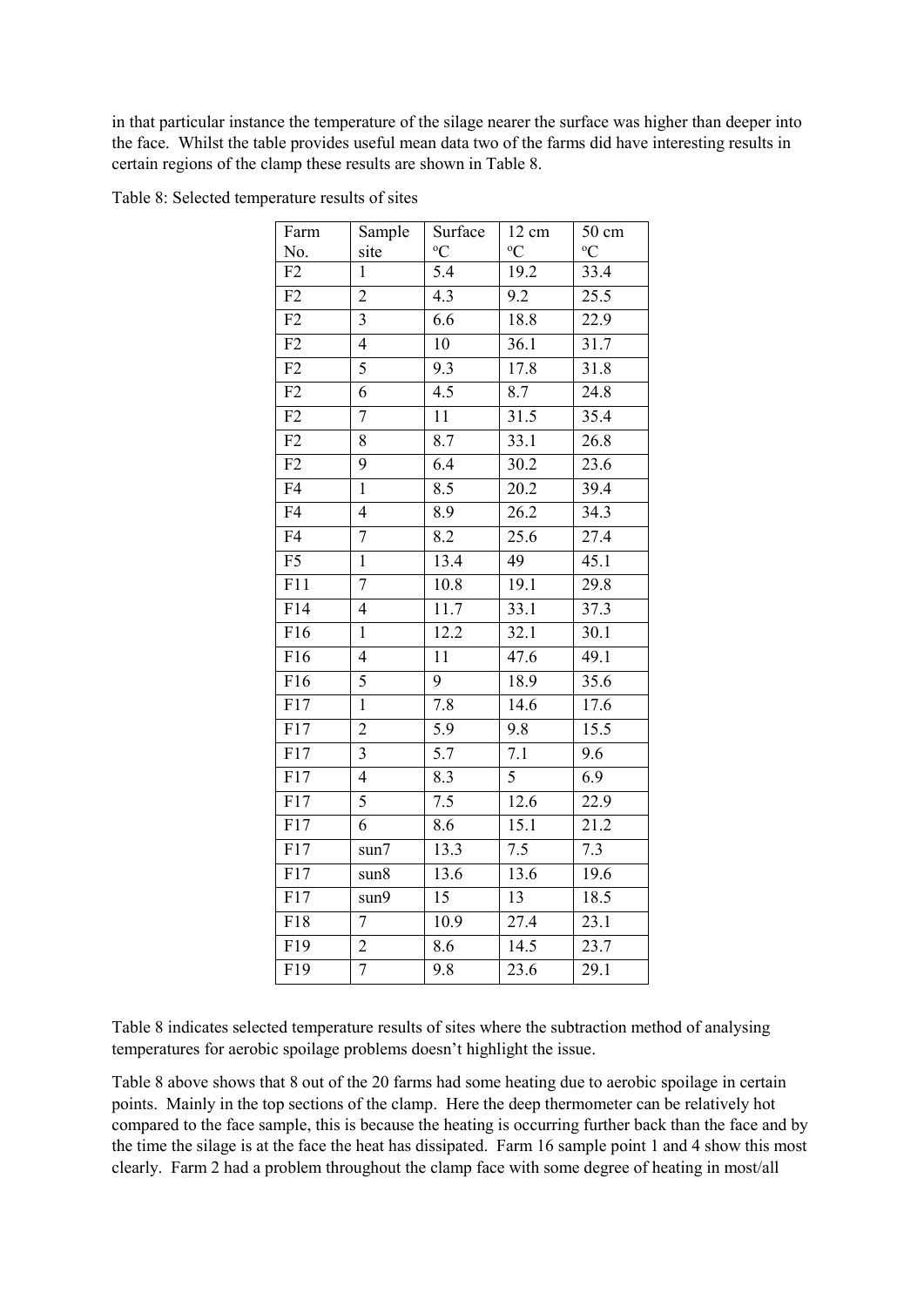in that particular instance the temperature of the silage nearer the surface was higher than deeper into the face. Whilst the table provides useful mean data two of the farms did have interesting results in certain regions of the clamp these results are shown in Table 8.

Table 8: Selected temperature results of sites

| Farm No. | Sample site | Surface ºC | 12 cm ºC | 50 cm ºC |
|---|---|---|---|---|
| F2 | 1 | 5.4 | 19.2 | 33.4 |
| F2 | 2 | 4.3 | 9.2 | 25.5 |
| F2 | 3 | 6.6 | 18.8 | 22.9 |
| F2 | 4 | 10 | 36.1 | 31.7 |
| F2 | 5 | 9.3 | 17.8 | 31.8 |
| F2 | 6 | 4.5 | 8.7 | 24.8 |
| F2 | 7 | 11 | 31.5 | 35.4 |
| F2 | 8 | 8.7 | 33.1 | 26.8 |
| F2 | 9 | 6.4 | 30.2 | 23.6 |
| F4 | 1 | 8.5 | 20.2 | 39.4 |
| F4 | 4 | 8.9 | 26.2 | 34.3 |
| F4 | 7 | 8.2 | 25.6 | 27.4 |
| F5 | 1 | 13.4 | 49 | 45.1 |
| F11 | 7 | 10.8 | 19.1 | 29.8 |
| F14 | 4 | 11.7 | 33.1 | 37.3 |
| F16 | 1 | 12.2 | 32.1 | 30.1 |
| F16 | 4 | 11 | 47.6 | 49.1 |
| F16 | 5 | 9 | 18.9 | 35.6 |
| F17 | 1 | 7.8 | 14.6 | 17.6 |
| F17 | 2 | 5.9 | 9.8 | 15.5 |
| F17 | 3 | 5.7 | 7.1 | 9.6 |
| F17 | 4 | 8.3 | 5 | 6.9 |
| F17 | 5 | 7.5 | 12.6 | 22.9 |
| F17 | 6 | 8.6 | 15.1 | 21.2 |
| F17 | sun7 | 13.3 | 7.5 | 7.3 |
| F17 | sun8 | 13.6 | 13.6 | 19.6 |
| F17 | sun9 | 15 | 13 | 18.5 |
| F18 | 7 | 10.9 | 27.4 | 23.1 |
| F19 | 2 | 8.6 | 14.5 | 23.7 |
| F19 | 7 | 9.8 | 23.6 | 29.1 |

Table 8 indicates selected temperature results of sites where the subtraction method of analysing temperatures for aerobic spoilage problems doesn't highlight the issue.

Table 8 above shows that 8 out of the 20 farms had some heating due to aerobic spoilage in certain points. Mainly in the top sections of the clamp. Here the deep thermometer can be relatively hot compared to the face sample, this is because the heating is occurring further back than the face and by the time the silage is at the face the heat has dissipated. Farm 16 sample point 1 and 4 show this most clearly. Farm 2 had a problem throughout the clamp face with some degree of heating in most/all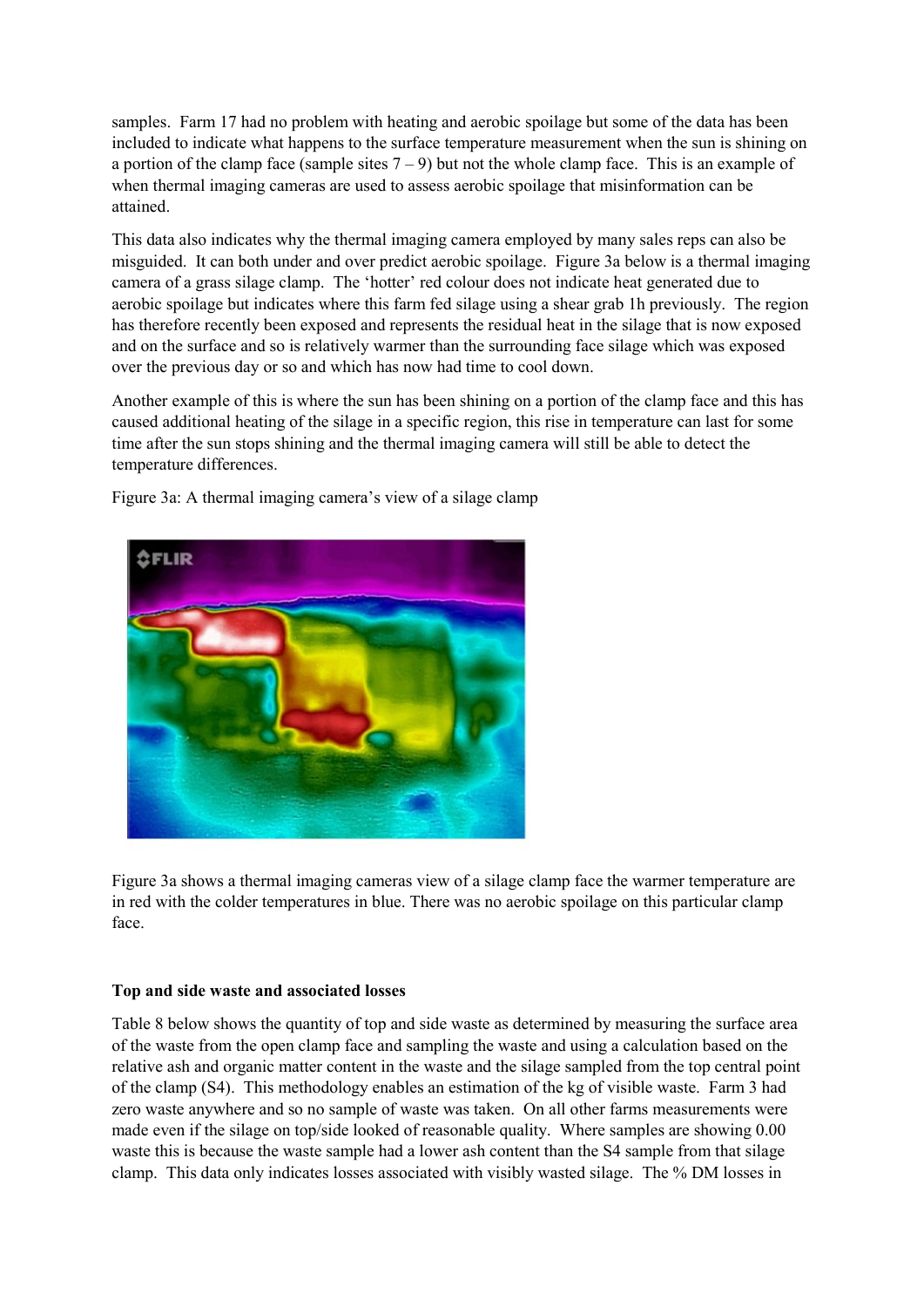samples. Farm 17 had no problem with heating and aerobic spoilage but some of the data has been included to indicate what happens to the surface temperature measurement when the sun is shining on a portion of the clamp face (sample sites 7 – 9) but not the whole clamp face. This is an example of when thermal imaging cameras are used to assess aerobic spoilage that misinformation can be attained.

This data also indicates why the thermal imaging camera employed by many sales reps can also be misguided. It can both under and over predict aerobic spoilage. Figure 3a below is a thermal imaging camera of a grass silage clamp. The 'hotter' red colour does not indicate heat generated due to aerobic spoilage but indicates where this farm fed silage using a shear grab 1h previously. The region has therefore recently been exposed and represents the residual heat in the silage that is now exposed and on the surface and so is relatively warmer than the surrounding face silage which was exposed over the previous day or so and which has now had time to cool down.

Another example of this is where the sun has been shining on a portion of the clamp face and this has caused additional heating of the silage in a specific region, this rise in temperature can last for some time after the sun stops shining and the thermal imaging camera will still be able to detect the temperature differences.

Figure 3a: A thermal imaging camera's view of a silage clamp

Figure 3a shows a thermal imaging cameras view of a silage clamp face the warmer temperature are in red with the colder temperatures in blue. There was no aerobic spoilage on this particular clamp face.

**Top and side waste and associated losses**

Table 8 below shows the quantity of top and side waste as determined by measuring the surface area of the waste from the open clamp face and sampling the waste and using a calculation based on the relative ash and organic matter content in the waste and the silage sampled from the top central point of the clamp (S4). This methodology enables an estimation of the kg of visible waste. Farm 3 had zero waste anywhere and so no sample of waste was taken. On all other farms measurements were made even if the silage on top/side looked of reasonable quality. Where samples are showing 0.00 waste this is because the waste sample had a lower ash content than the S4 sample from that silage clamp. This data only indicates losses associated with visibly wasted silage. The % DM losses in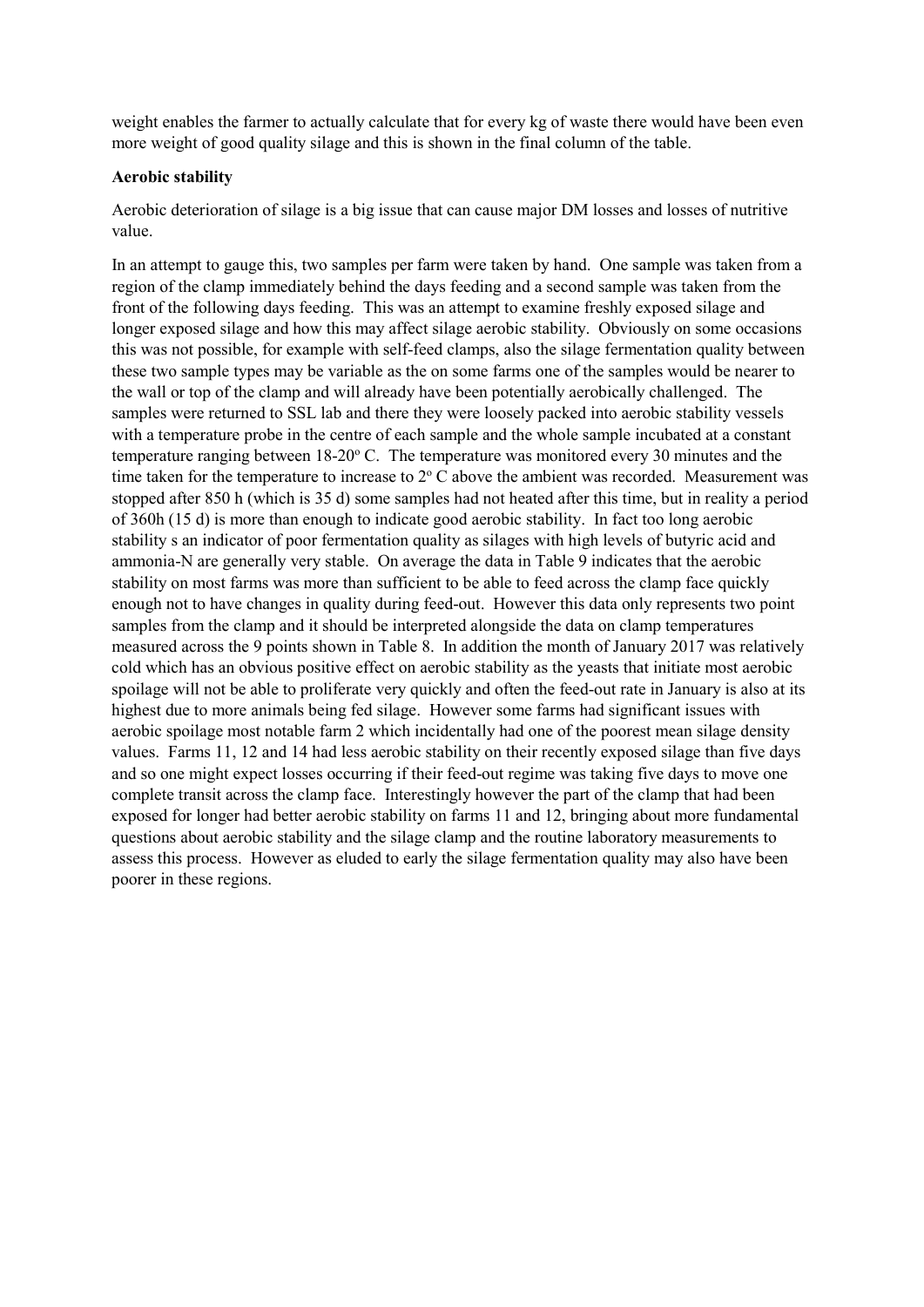weight enables the farmer to actually calculate that for every kg of waste there would have been even more weight of good quality silage and this is shown in the final column of the table.

**Aerobic stability**

Aerobic deterioration of silage is a big issue that can cause major DM losses and losses of nutritive value.

In an attempt to gauge this, two samples per farm were taken by hand. One sample was taken from a region of the clamp immediately behind the days feeding and a second sample was taken from the front of the following days feeding. This was an attempt to examine freshly exposed silage and longer exposed silage and how this may affect silage aerobic stability. Obviously on some occasions this was not possible, for example with self-feed clamps, also the silage fermentation quality between these two sample types may be variable as the on some farms one of the samples would be nearer to the wall or top of the clamp and will already have been potentially aerobically challenged. The samples were returned to SSL lab and there they were loosely packed into aerobic stability vessels with a temperature probe in the centre of each sample and the whole sample incubated at a constant temperature ranging between 18-20° C. The temperature was monitored every 30 minutes and the time taken for the temperature to increase to 2° C above the ambient was recorded. Measurement was stopped after 850 h (which is 35 d) some samples had not heated after this time, but in reality a period of 360h (15 d) is more than enough to indicate good aerobic stability. In fact too long aerobic stability s an indicator of poor fermentation quality as silages with high levels of butyric acid and ammonia-N are generally very stable. On average the data in Table 9 indicates that the aerobic stability on most farms was more than sufficient to be able to feed across the clamp face quickly enough not to have changes in quality during feed-out. However this data only represents two point samples from the clamp and it should be interpreted alongside the data on clamp temperatures measured across the 9 points shown in Table 8. In addition the month of January 2017 was relatively cold which has an obvious positive effect on aerobic stability as the yeasts that initiate most aerobic spoilage will not be able to proliferate very quickly and often the feed-out rate in January is also at its highest due to more animals being fed silage. However some farms had significant issues with aerobic spoilage most notable farm 2 which incidentally had one of the poorest mean silage density values. Farms 11, 12 and 14 had less aerobic stability on their recently exposed silage than five days and so one might expect losses occurring if their feed-out regime was taking five days to move one complete transit across the clamp face. Interestingly however the part of the clamp that had been exposed for longer had better aerobic stability on farms 11 and 12, bringing about more fundamental questions about aerobic stability and the silage clamp and the routine laboratory measurements to assess this process. However as eluded to early the silage fermentation quality may also have been poorer in these regions.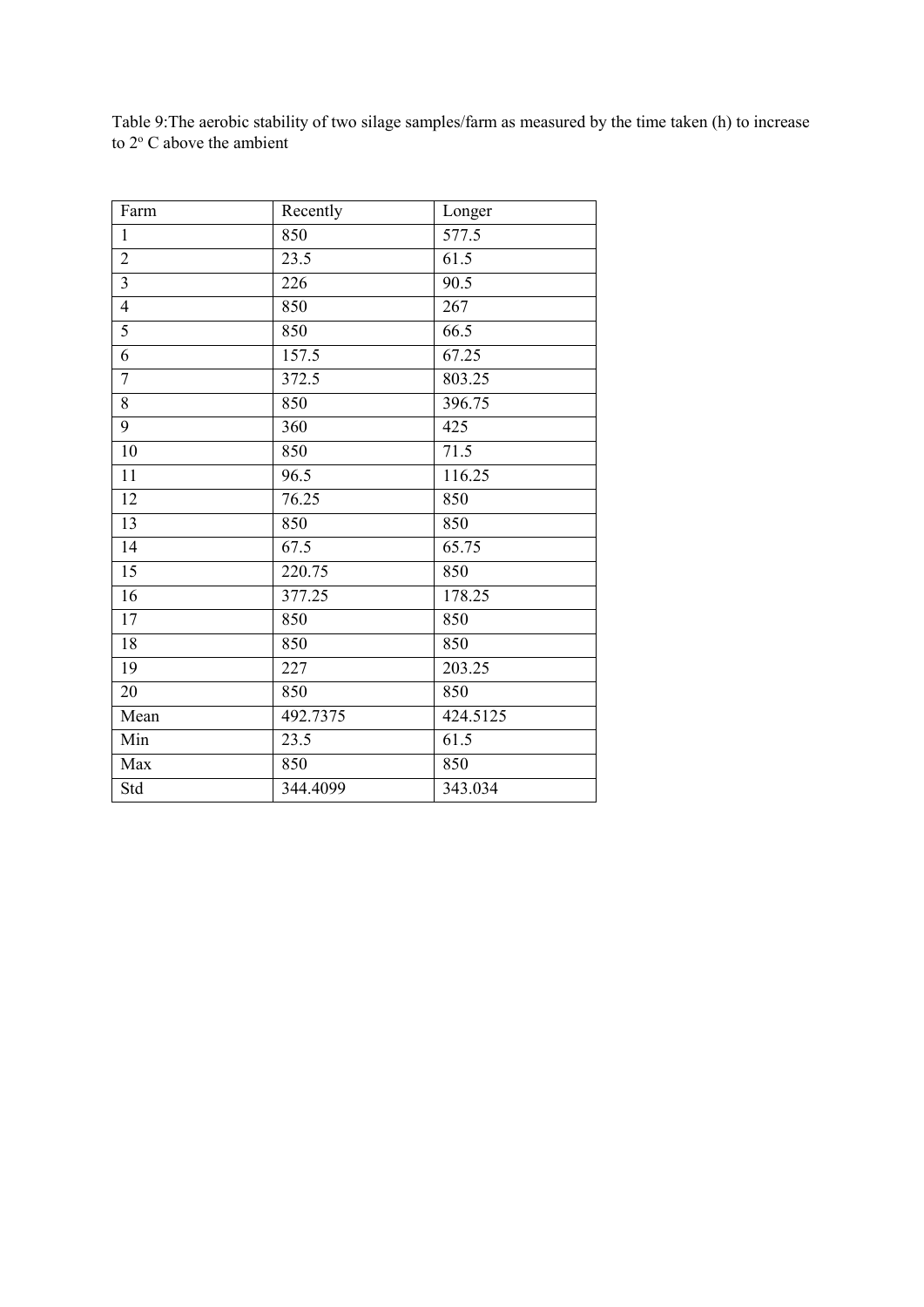Table 9:The aerobic stability of two silage samples/farm as measured by the time taken (h) to increase to $2^{o}$ C above the ambient

| Farm | Recently | Longer |
|---|---|---|
| 1 | 850 | 577.5 |
| 2 | 23.5 | 61.5 |
| 3 | 226 | 90.5 |
| 4 | 850 | 267 |
| 5 | 850 | 66.5 |
| 6 | 157.5 | 67.25 |
| 7 | 372.5 | 803.25 |
| 8 | 850 | 396.75 |
| 9 | 360 | 425 |
| 10 | 850 | 71.5 |
| 11 | 96.5 | 116.25 |
| 12 | 76.25 | 850 |
| 13 | 850 | 850 |
| 14 | 67.5 | 65.75 |
| 15 | 220.75 | 850 |
| 16 | 377.25 | 178.25 |
| 17 | 850 | 850 |
| 18 | 850 | 850 |
| 19 | 227 | 203.25 |
| 20 | 850 | 850 |
| Mean | 492.7375 | 424.5125 |
| Min | 23.5 | 61.5 |
| Max | 850 | 850 |
| Std | 344.4099 | 343.034 |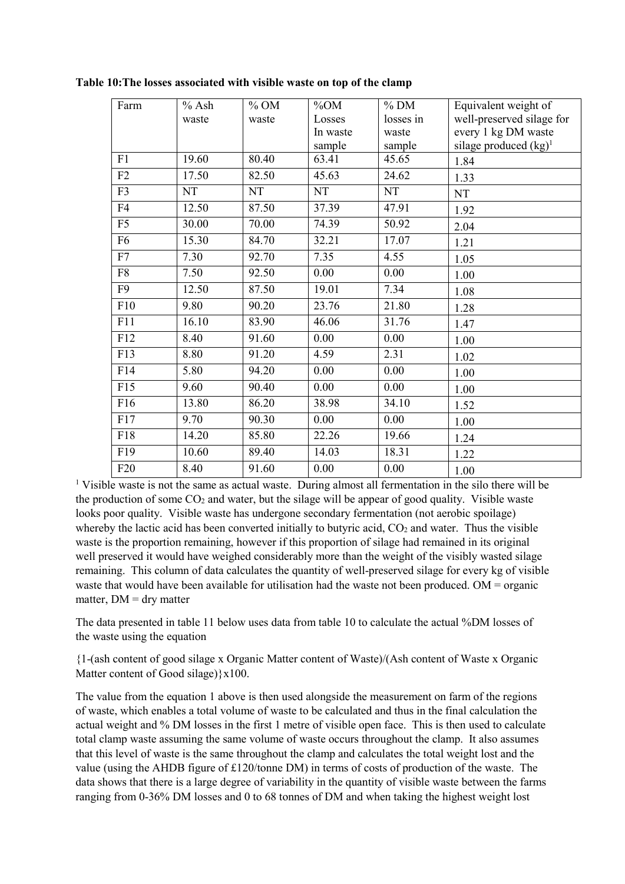**Table 10:The losses associated with visible waste on top of the clamp**

| Farm | % Ash waste | % OM waste | %OM Losses In waste sample | % DM losses in waste sample | Equivalent weight of well-preserved silage for every 1 kg DM waste silage produced (kg)[1] |
|---|---|---|---|---|---|
| F1 | 19.60 | 80.40 | 63.41 | 45.65 | 1.84 |
| F2 | 17.50 | 82.50 | 45.63 | 24.62 | 1.33 |
| F3 | NT | NT | NT | NT | NT |
| F4 | 12.50 | 87.50 | 37.39 | 47.91 | 1.92 |
| F5 | 30.00 | 70.00 | 74.39 | 50.92 | 2.04 |
| F6 | 15.30 | 84.70 | 32.21 | 17.07 | 1.21 |
| F7 | 7.30 | 92.70 | 7.35 | 4.55 | 1.05 |
| F8 | 7.50 | 92.50 | 0.00 | 0.00 | 1.00 |
| F9 | 12.50 | 87.50 | 19.01 | 7.34 | 1.08 |
| F10 | 9.80 | 90.20 | 23.76 | 21.80 | 1.28 |
| F11 | 16.10 | 83.90 | 46.06 | 31.76 | 1.47 |
| F12 | 8.40 | 91.60 | 0.00 | 0.00 | 1.00 |
| F13 | 8.80 | 91.20 | 4.59 | 2.31 | 1.02 |
| F14 | 5.80 | 94.20 | 0.00 | 0.00 | 1.00 |
| F15 | 9.60 | 90.40 | 0.00 | 0.00 | 1.00 |
| F16 | 13.80 | 86.20 | 38.98 | 34.10 | 1.52 |
| F17 | 9.70 | 90.30 | 0.00 | 0.00 | 1.00 |
| F18 | 14.20 | 85.80 | 22.26 | 19.66 | 1.24 |
| F19 | 10.60 | 89.40 | 14.03 | 18.31 | 1.22 |
| F20 | 8.40 | 91.60 | 0.00 | 0.00 | 1.00 |

[1] Visible waste is not the same as actual waste. During almost all fermentation in the silo there will be the production of some $CO_2$ and water, but the silage will be appear of good quality. Visible waste looks poor quality. Visible waste has undergone secondary fermentation (not aerobic spoilage) whereby the lactic acid has been converted initially to butyric acid, $CO_2$ and water. Thus the visible waste is the proportion remaining, however if this proportion of silage had remained in its original well preserved it would have weighed considerably more than the weight of the visibly wasted silage remaining. This column of data calculates the quantity of well-preserved silage for every kg of visible waste that would have been available for utilisation had the waste not been produced. OM = organic matter, DM = dry matter

The data presented in table 11 below uses data from table 10 to calculate the actual %DM losses of the waste using the equation

{1-(ash content of good silage x Organic Matter content of Waste)/(Ash content of Waste x Organic Matter content of Good silage)}x100.

The value from the equation 1 above is then used alongside the measurement on farm of the regions of waste, which enables a total volume of waste to be calculated and thus in the final calculation the actual weight and % DM losses in the first 1 metre of visible open face. This is then used to calculate total clamp waste assuming the same volume of waste occurs throughout the clamp. It also assumes that this level of waste is the same throughout the clamp and calculates the total weight lost and the value (using the AHDB figure of £120/tonne DM) in terms of costs of production of the waste. The data shows that there is a large degree of variability in the quantity of visible waste between the farms ranging from 0-36% DM losses and 0 to 68 tonnes of DM and when taking the highest weight lost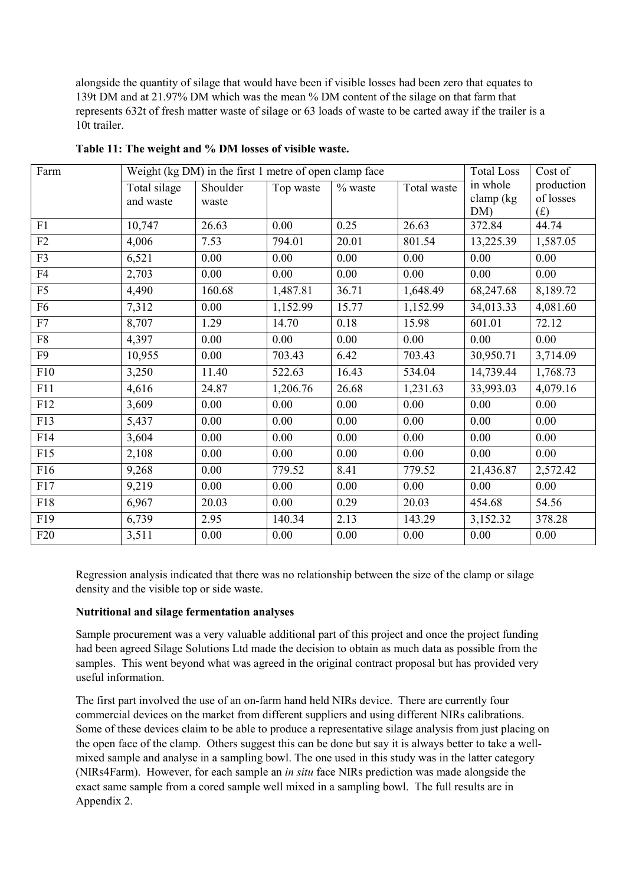alongside the quantity of silage that would have been if visible losses had been zero that equates to 139t DM and at 21.97% DM which was the mean % DM content of the silage on that farm that represents 632t of fresh matter waste of silage or 63 loads of waste to be carted away if the trailer is a 10t trailer.

**Table 11: The weight and % DM losses of visible waste.**

| Farm | Weight (kg DM) in the first 1 metre of open clamp face | | | | | Total Loss in whole clamp (kg DM) | Cost of production of losses (£) |
|---|---|---|---|---|---|---|---|
| | Total silage and waste | Shoulder waste | Top waste | % waste | Total waste | | |
| F1 | 10,747 | 26.63 | 0.00 | 0.25 | 26.63 | 372.84 | 44.74 |
| F2 | 4,006 | 7.53 | 794.01 | 20.01 | 801.54 | 13,225.39 | 1,587.05 |
| F3 | 6,521 | 0.00 | 0.00 | 0.00 | 0.00 | 0.00 | 0.00 |
| F4 | 2,703 | 0.00 | 0.00 | 0.00 | 0.00 | 0.00 | 0.00 |
| F5 | 4,490 | 160.68 | 1,487.81 | 36.71 | 1,648.49 | 68,247.68 | 8,189.72 |
| F6 | 7,312 | 0.00 | 1,152.99 | 15.77 | 1,152.99 | 34,013.33 | 4,081.60 |
| F7 | 8,707 | 1.29 | 14.70 | 0.18 | 15.98 | 601.01 | 72.12 |
| F8 | 4,397 | 0.00 | 0.00 | 0.00 | 0.00 | 0.00 | 0.00 |
| F9 | 10,955 | 0.00 | 703.43 | 6.42 | 703.43 | 30,950.71 | 3,714.09 |
| F10 | 3,250 | 11.40 | 522.63 | 16.43 | 534.04 | 14,739.44 | 1,768.73 |
| F11 | 4,616 | 24.87 | 1,206.76 | 26.68 | 1,231.63 | 33,993.03 | 4,079.16 |
| F12 | 3,609 | 0.00 | 0.00 | 0.00 | 0.00 | 0.00 | 0.00 |
| F13 | 5,437 | 0.00 | 0.00 | 0.00 | 0.00 | 0.00 | 0.00 |
| F14 | 3,604 | 0.00 | 0.00 | 0.00 | 0.00 | 0.00 | 0.00 |
| F15 | 2,108 | 0.00 | 0.00 | 0.00 | 0.00 | 0.00 | 0.00 |
| F16 | 9,268 | 0.00 | 779.52 | 8.41 | 779.52 | 21,436.87 | 2,572.42 |
| F17 | 9,219 | 0.00 | 0.00 | 0.00 | 0.00 | 0.00 | 0.00 |
| F18 | 6,967 | 20.03 | 0.00 | 0.29 | 20.03 | 454.68 | 54.56 |
| F19 | 6,739 | 2.95 | 140.34 | 2.13 | 143.29 | 3,152.32 | 378.28 |
| F20 | 3,511 | 0.00 | 0.00 | 0.00 | 0.00 | 0.00 | 0.00 |

Regression analysis indicated that there was no relationship between the size of the clamp or silage density and the visible top or side waste.

**Nutritional and silage fermentation analyses**

Sample procurement was a very valuable additional part of this project and once the project funding had been agreed Silage Solutions Ltd made the decision to obtain as much data as possible from the samples. This went beyond what was agreed in the original contract proposal but has provided very useful information.

The first part involved the use of an on-farm hand held NIRs device. There are currently four commercial devices on the market from different suppliers and using different NIRs calibrations. Some of these devices claim to be able to produce a representative silage analysis from just placing on the open face of the clamp. Others suggest this can be done but say it is always better to take a well-mixed sample and analyse in a sampling bowl. The one used in this study was in the latter category (NIRs4Farm). However, for each sample an *in situ* face NIRs prediction was made alongside the exact same sample from a cored sample well mixed in a sampling bowl. The full results are in Appendix 2.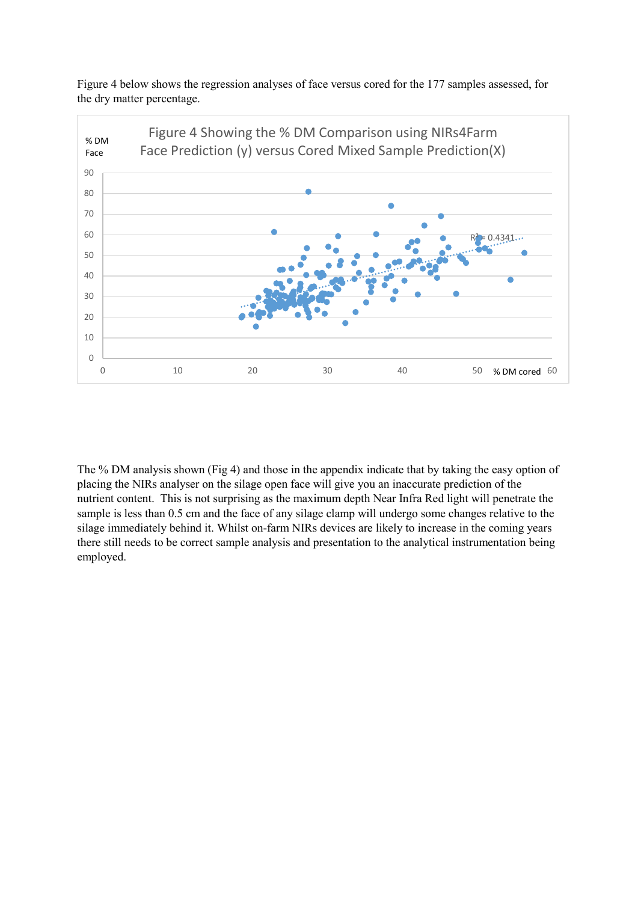Figure 4 below shows the regression analyses of face versus cored for the 177 samples assessed, for the dry matter percentage.

Figure 4 Showing the % DM Comparison using NIRs4Farm Face Prediction (y) versus Cored Mixed Sample Prediction(X)

The % DM analysis shown (Fig 4) and those in the appendix indicate that by taking the easy option of placing the NIRs analyser on the silage open face will give you an inaccurate prediction of the nutrient content. This is not surprising as the maximum depth Near Infra Red light will penetrate the sample is less than 0.5 cm and the face of any silage clamp will undergo some changes relative to the silage immediately behind it. Whilst on-farm NIRs devices are likely to increase in the coming years there still needs to be correct sample analysis and presentation to the analytical instrumentation being employed.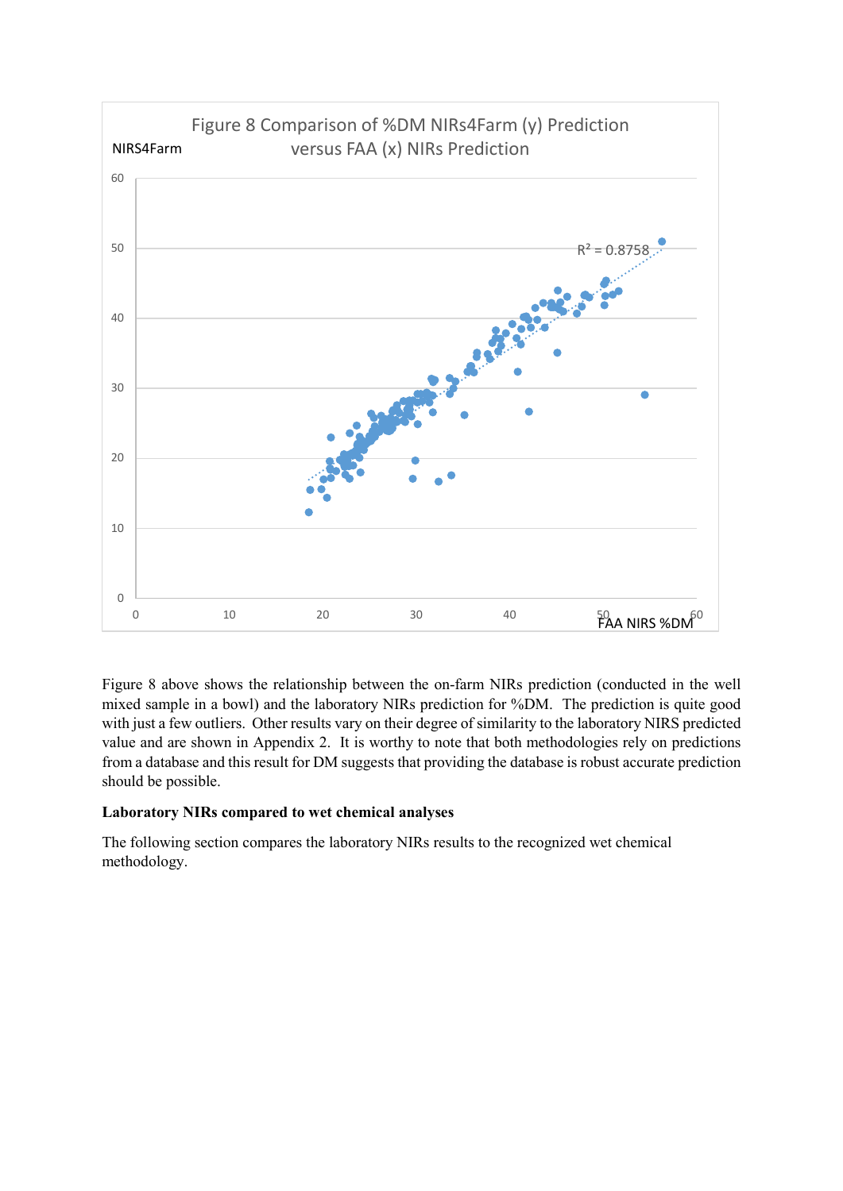Figure 8 Comparison of %DM NIRs4Farm (y) Prediction versus FAA (x) NIRs Prediction

Figure 8 above shows the relationship between the on-farm NIRs prediction (conducted in the well mixed sample in a bowl) and the laboratory NIRs prediction for %DM. The prediction is quite good with just a few outliers. Other results vary on their degree of similarity to the laboratory NIRS predicted value and are shown in Appendix 2. It is worthy to note that both methodologies rely on predictions from a database and this result for DM suggests that providing the database is robust accurate prediction should be possible.

**Laboratory NIRs compared to wet chemical analyses**

The following section compares the laboratory NIRs results to the recognized wet chemical methodology.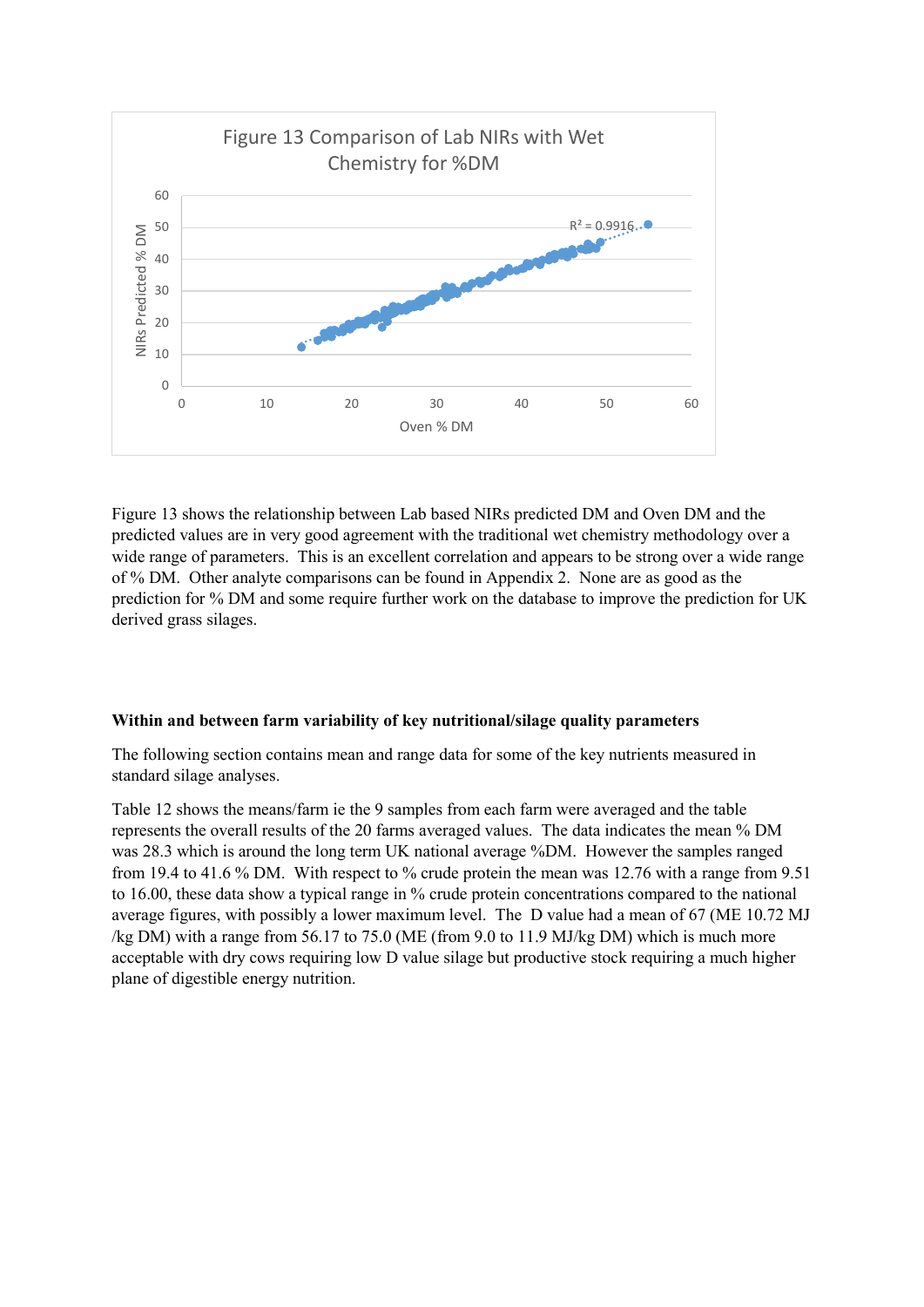Figure 13 Comparison of Lab NIRs with Wet Chemistry for %DM

Figure 13 shows the relationship between Lab based NIRs predicted DM and Oven DM and the predicted values are in very good agreement with the traditional wet chemistry methodology over a wide range of parameters. This is an excellent correlation and appears to be strong over a wide range of % DM. Other analyte comparisons can be found in Appendix 2. None are as good as the prediction for % DM and some require further work on the database to improve the prediction for UK derived grass silages.

**Within and between farm variability of key nutritional/silage quality parameters**

The following section contains mean and range data for some of the key nutrients measured in standard silage analyses.

Table 12 shows the means/farm ie the 9 samples from each farm were averaged and the table represents the overall results of the 20 farms averaged values. The data indicates the mean % DM was 28.3 which is around the long term UK national average %DM. However the samples ranged from 19.4 to 41.6 % DM. With respect to % crude protein the mean was 12.76 with a range from 9.51 to 16.00, these data show a typical range in % crude protein concentrations compared to the national average figures, with possibly a lower maximum level. The D value had a mean of 67 (ME 10.72 MJ /kg DM) with a range from 56.17 to 75.0 (ME (from 9.0 to 11.9 MJ/kg DM) which is much more acceptable with dry cows requiring low D value silage but productive stock requiring a much higher plane of digestible energy nutrition.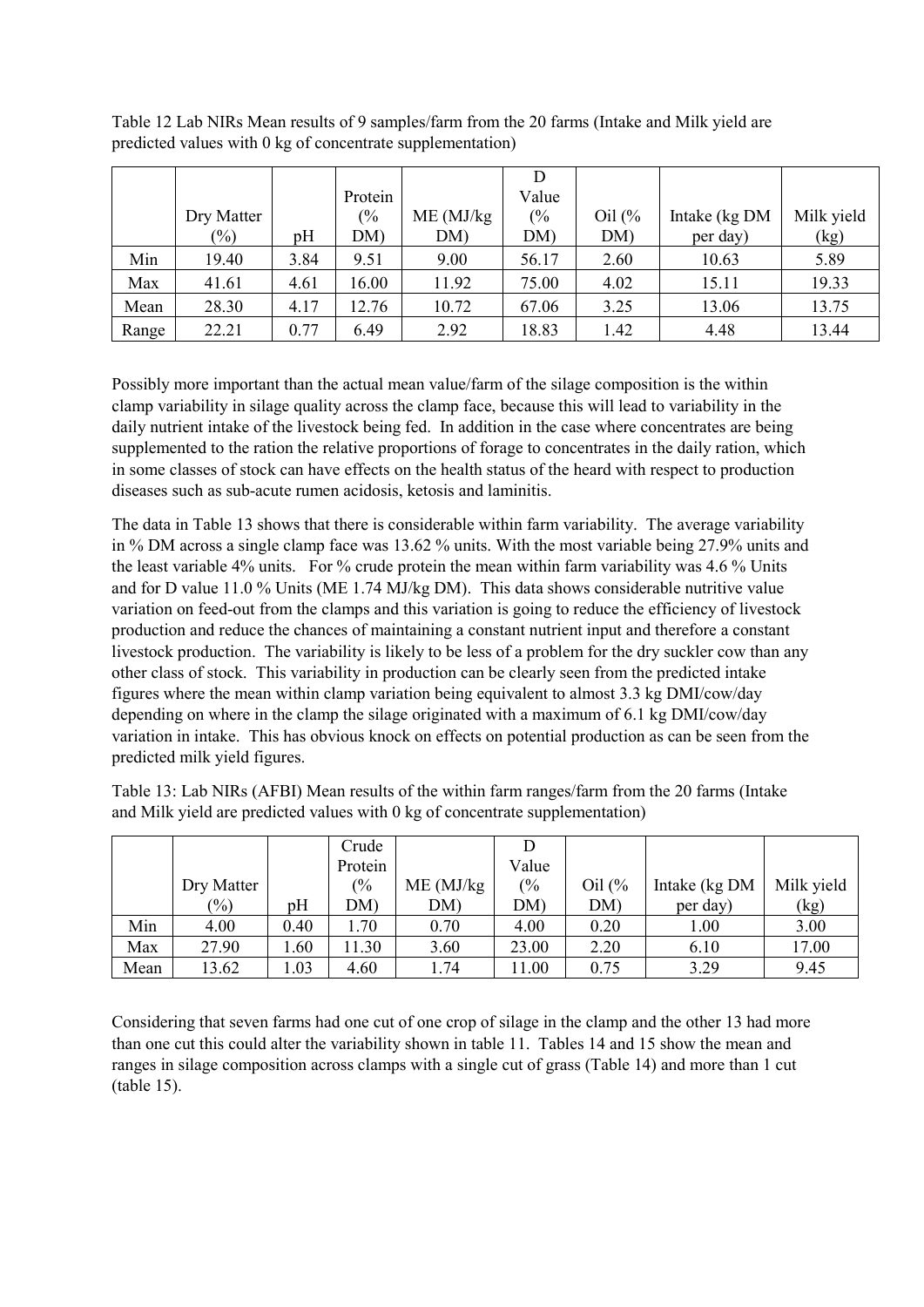Table 12 Lab NIRs Mean results of 9 samples/farm from the 20 farms (Intake and Milk yield are predicted values with 0 kg of concentrate supplementation)

| | Dry Matter (%) | pH | Protein (% DM) | ME (MJ/kg DM) | D Value (% DM) | Oil (% DM) | Intake (kg DM per day) | Milk yield (kg) |
|---|---|---|---|---|---|---|---|---|
| Min | 19.40 | 3.84 | 9.51 | 9.00 | 56.17 | 2.60 | 10.63 | 5.89 |
| Max | 41.61 | 4.61 | 16.00 | 11.92 | 75.00 | 4.02 | 15.11 | 19.33 |
| Mean | 28.30 | 4.17 | 12.76 | 10.72 | 67.06 | 3.25 | 13.06 | 13.75 |
| Range | 22.21 | 0.77 | 6.49 | 2.92 | 18.83 | 1.42 | 4.48 | 13.44 |

Possibly more important than the actual mean value/farm of the silage composition is the within clamp variability in silage quality across the clamp face, because this will lead to variability in the daily nutrient intake of the livestock being fed. In addition in the case where concentrates are being supplemented to the ration the relative proportions of forage to concentrates in the daily ration, which in some classes of stock can have effects on the health status of the heard with respect to production diseases such as sub-acute rumen acidosis, ketosis and laminitis.

The data in Table 13 shows that there is considerable within farm variability. The average variability in % DM across a single clamp face was 13.62 % units. With the most variable being 27.9% units and the least variable 4% units. For % crude protein the mean within farm variability was 4.6 % Units and for D value 11.0 % Units (ME 1.74 MJ/kg DM). This data shows considerable nutritive value variation on feed-out from the clamps and this variation is going to reduce the efficiency of livestock production and reduce the chances of maintaining a constant nutrient input and therefore a constant livestock production. The variability is likely to be less of a problem for the dry suckler cow than any other class of stock. This variability in production can be clearly seen from the predicted intake figures where the mean within clamp variation being equivalent to almost 3.3 kg DMI/cow/day depending on where in the clamp the silage originated with a maximum of 6.1 kg DMI/cow/day variation in intake. This has obvious knock on effects on potential production as can be seen from the predicted milk yield figures.

Table 13: Lab NIRs (AFBI) Mean results of the within farm ranges/farm from the 20 farms (Intake and Milk yield are predicted values with 0 kg of concentrate supplementation)

| | Dry Matter (%) | pH | Crude Protein (% DM) | ME (MJ/kg DM) | D Value (% DM) | Oil (% DM) | Intake (kg DM per day) | Milk yield (kg) |
|---|---|---|---|---|---|---|---|---|
| Min | 4.00 | 0.40 | 1.70 | 0.70 | 4.00 | 0.20 | 1.00 | 3.00 |
| Max | 27.90 | 1.60 | 11.30 | 3.60 | 23.00 | 2.20 | 6.10 | 17.00 |
| Mean | 13.62 | 1.03 | 4.60 | 1.74 | 11.00 | 0.75 | 3.29 | 9.45 |

Considering that seven farms had one cut of one crop of silage in the clamp and the other 13 had more than one cut this could alter the variability shown in table 11. Tables 14 and 15 show the mean and ranges in silage composition across clamps with a single cut of grass (Table 14) and more than 1 cut (table 15).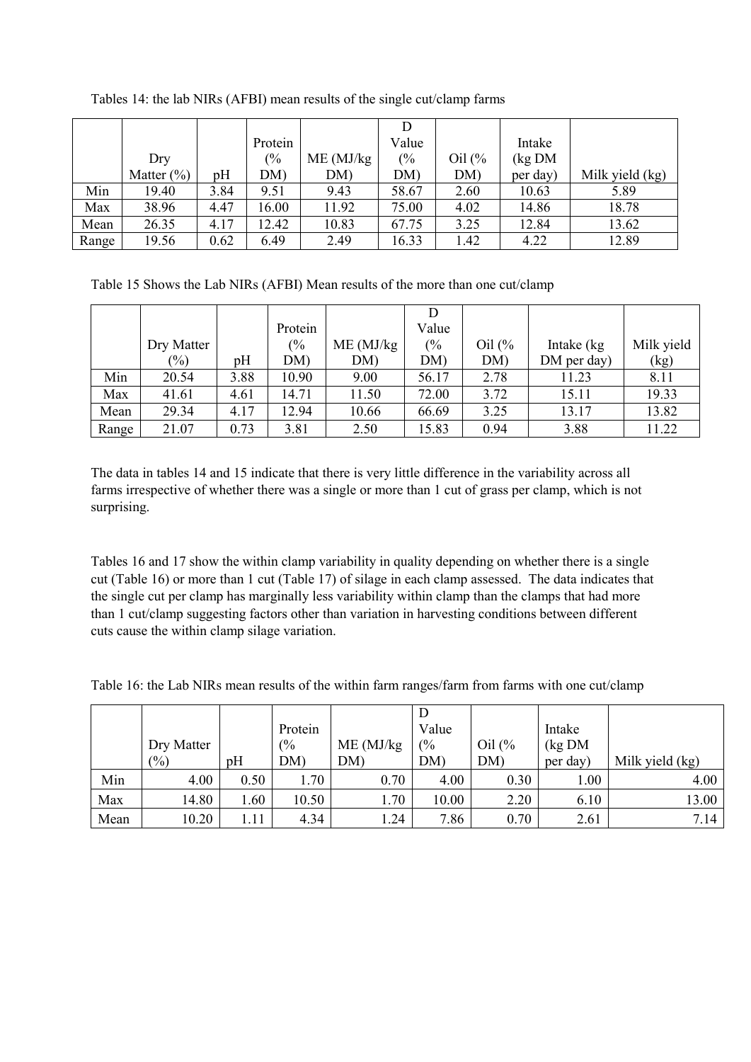Tables 14: the lab NIRs (AFBI) mean results of the single cut/clamp farms

| | Dry Matter (%) | pH | Protein (% DM) | ME (MJ/kg DM) | D Value (% DM) | Oil (% DM) | Intake (kg DM per day) | Milk yield (kg) |
|---|---|---|---|---|---|---|---|---|
| Min | 19.40 | 3.84 | 9.51 | 9.43 | 58.67 | 2.60 | 10.63 | 5.89 |
| Max | 38.96 | 4.47 | 16.00 | 11.92 | 75.00 | 4.02 | 14.86 | 18.78 |
| Mean | 26.35 | 4.17 | 12.42 | 10.83 | 67.75 | 3.25 | 12.84 | 13.62 |
| Range | 19.56 | 0.62 | 6.49 | 2.49 | 16.33 | 1.42 | 4.22 | 12.89 |

Table 15 Shows the Lab NIRs (AFBI) Mean results of the more than one cut/clamp

| | Dry Matter (%) | pH | Protein (% DM) | ME (MJ/kg DM) | D Value (% DM) | Oil (% DM) | Intake (kg DM per day) | Milk yield (kg) |
|---|---|---|---|---|---|---|---|---|
| Min | 20.54 | 3.88 | 10.90 | 9.00 | 56.17 | 2.78 | 11.23 | 8.11 |
| Max | 41.61 | 4.61 | 14.71 | 11.50 | 72.00 | 3.72 | 15.11 | 19.33 |
| Mean | 29.34 | 4.17 | 12.94 | 10.66 | 66.69 | 3.25 | 13.17 | 13.82 |
| Range | 21.07 | 0.73 | 3.81 | 2.50 | 15.83 | 0.94 | 3.88 | 11.22 |

The data in tables 14 and 15 indicate that there is very little difference in the variability across all farms irrespective of whether there was a single or more than 1 cut of grass per clamp, which is not surprising.

Tables 16 and 17 show the within clamp variability in quality depending on whether there is a single cut (Table 16) or more than 1 cut (Table 17) of silage in each clamp assessed. The data indicates that the single cut per clamp has marginally less variability within clamp than the clamps that had more than 1 cut/clamp suggesting factors other than variation in harvesting conditions between different cuts cause the within clamp silage variation.

Table 16: the Lab NIRs mean results of the within farm ranges/farm from farms with one cut/clamp

| | Dry Matter (%) | pH | Protein (% DM) | ME (MJ/kg DM) | D Value (% DM) | Oil (% DM) | Intake (kg DM per day) | Milk yield (kg) |
|---|---|---|---|---|---|---|---|---|
| Min | 4.00 | 0.50 | 1.70 | 0.70 | 4.00 | 0.30 | 1.00 | 4.00 |
| Max | 14.80 | 1.60 | 10.50 | 1.70 | 10.00 | 2.20 | 6.10 | 13.00 |
| Mean | 10.20 | 1.11 | 4.34 | 1.24 | 7.86 | 0.70 | 2.61 | 7.14 |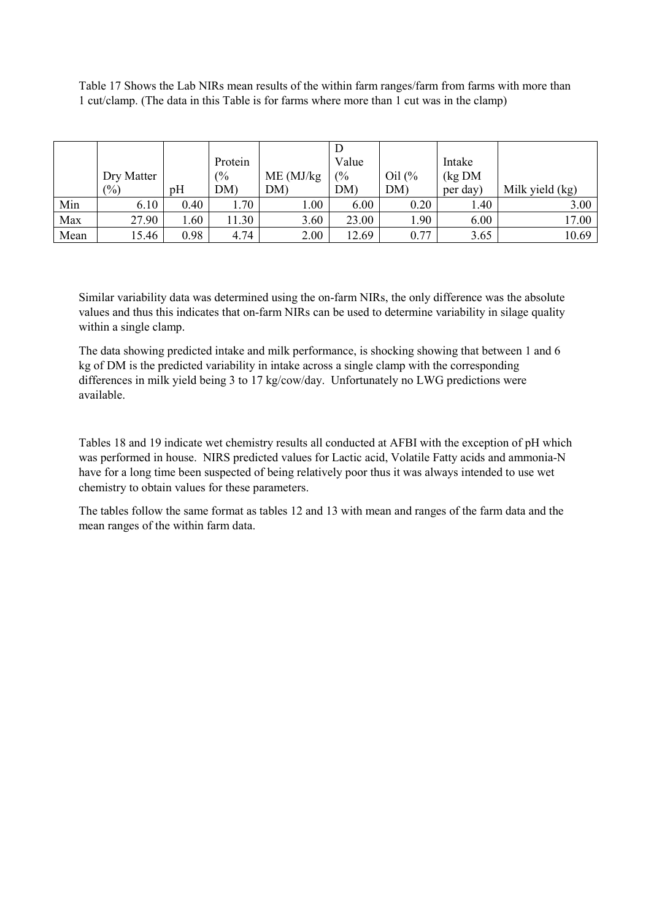Table 17 Shows the Lab NIRs mean results of the within farm ranges/farm from farms with more than 1 cut/clamp. (The data in this Table is for farms where more than 1 cut was in the clamp)

| | Dry Matter (%) | pH | Protein (% DM) | ME (MJ/kg DM) | D Value (% DM) | Oil (% DM) | Intake (kg DM per day) | Milk yield (kg) |
|---|---|---|---|---|---|---|---|---|
| Min | 6.10 | 0.40 | 1.70 | 1.00 | 6.00 | 0.20 | 1.40 | 3.00 |
| Max | 27.90 | 1.60 | 11.30 | 3.60 | 23.00 | 1.90 | 6.00 | 17.00 |
| Mean | 15.46 | 0.98 | 4.74 | 2.00 | 12.69 | 0.77 | 3.65 | 10.69 |

Similar variability data was determined using the on-farm NIRs, the only difference was the absolute values and thus this indicates that on-farm NIRs can be used to determine variability in silage quality within a single clamp.

The data showing predicted intake and milk performance, is shocking showing that between 1 and 6 kg of DM is the predicted variability in intake across a single clamp with the corresponding differences in milk yield being 3 to 17 kg/cow/day. Unfortunately no LWG predictions were available.

Tables 18 and 19 indicate wet chemistry results all conducted at AFBI with the exception of pH which was performed in house. NIRS predicted values for Lactic acid, Volatile Fatty acids and ammonia-N have for a long time been suspected of being relatively poor thus it was always intended to use wet chemistry to obtain values for these parameters.

The tables follow the same format as tables 12 and 13 with mean and ranges of the farm data and the mean ranges of the within farm data.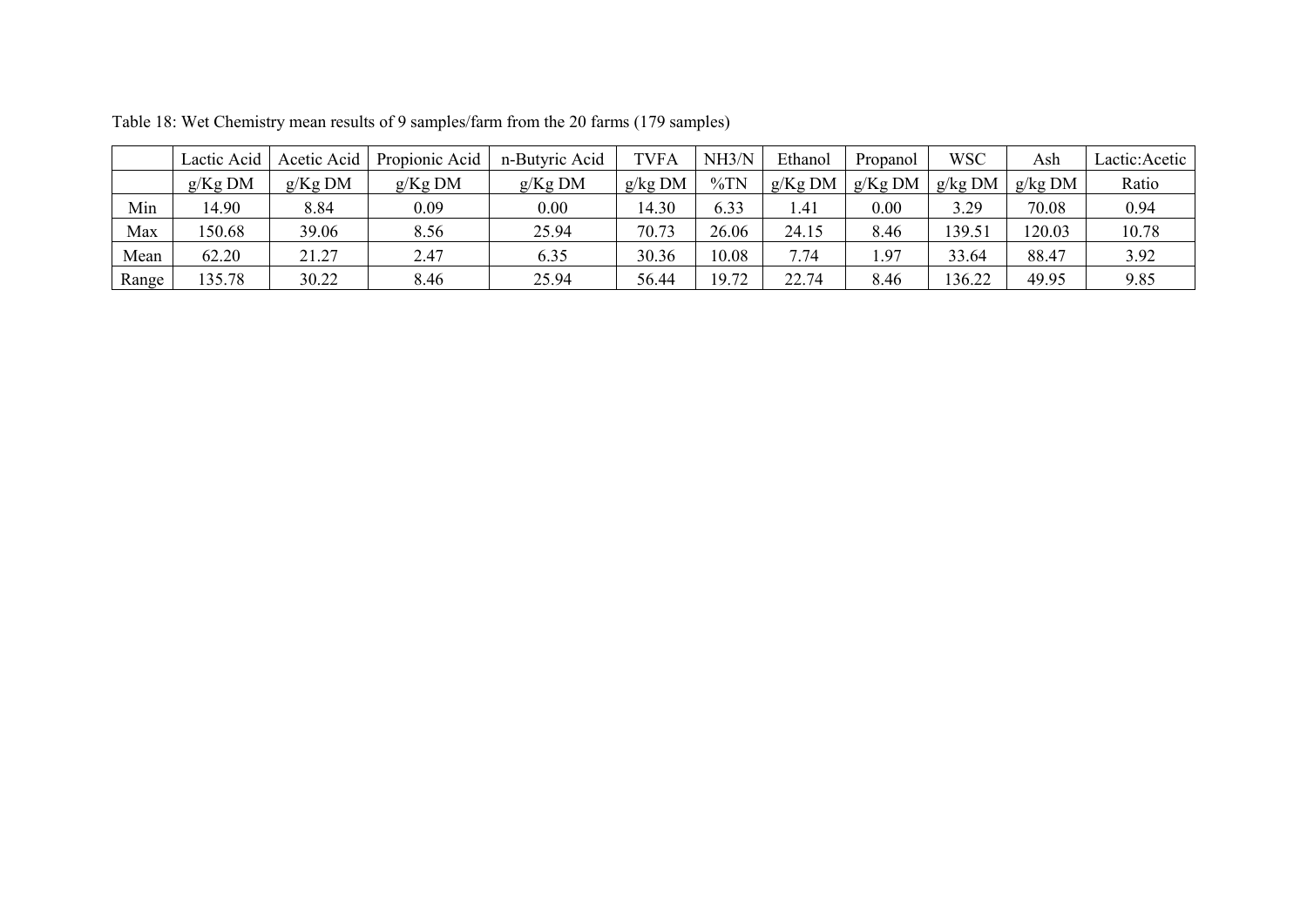Table 18: Wet Chemistry mean results of 9 samples/farm from the 20 farms (179 samples)

| | Lactic Acid | Acetic Acid | Propionic Acid | n-Butyric Acid | TVFA | NH3/N | Ethanol | Propanol | WSC | Ash | Lactic:Acetic |
|---|---|---|---|---|---|---|---|---|---|---|---|
| | g/Kg DM | g/Kg DM | g/Kg DM | g/Kg DM | g/kg DM | %TN | g/Kg DM | g/Kg DM | g/kg DM | g/kg DM | Ratio |
| Min | 14.90 | 8.84 | 0.09 | 0.00 | 14.30 | 6.33 | 1.41 | 0.00 | 3.29 | 70.08 | 0.94 |
| Max | 150.68 | 39.06 | 8.56 | 25.94 | 70.73 | 26.06 | 24.15 | 8.46 | 139.51 | 120.03 | 10.78 |
| Mean | 62.20 | 21.27 | 2.47 | 6.35 | 30.36 | 10.08 | 7.74 | 1.97 | 33.64 | 88.47 | 3.92 |
| Range | 135.78 | 30.22 | 8.46 | 25.94 | 56.44 | 19.72 | 22.74 | 8.46 | 136.22 | 49.95 | 9.85 |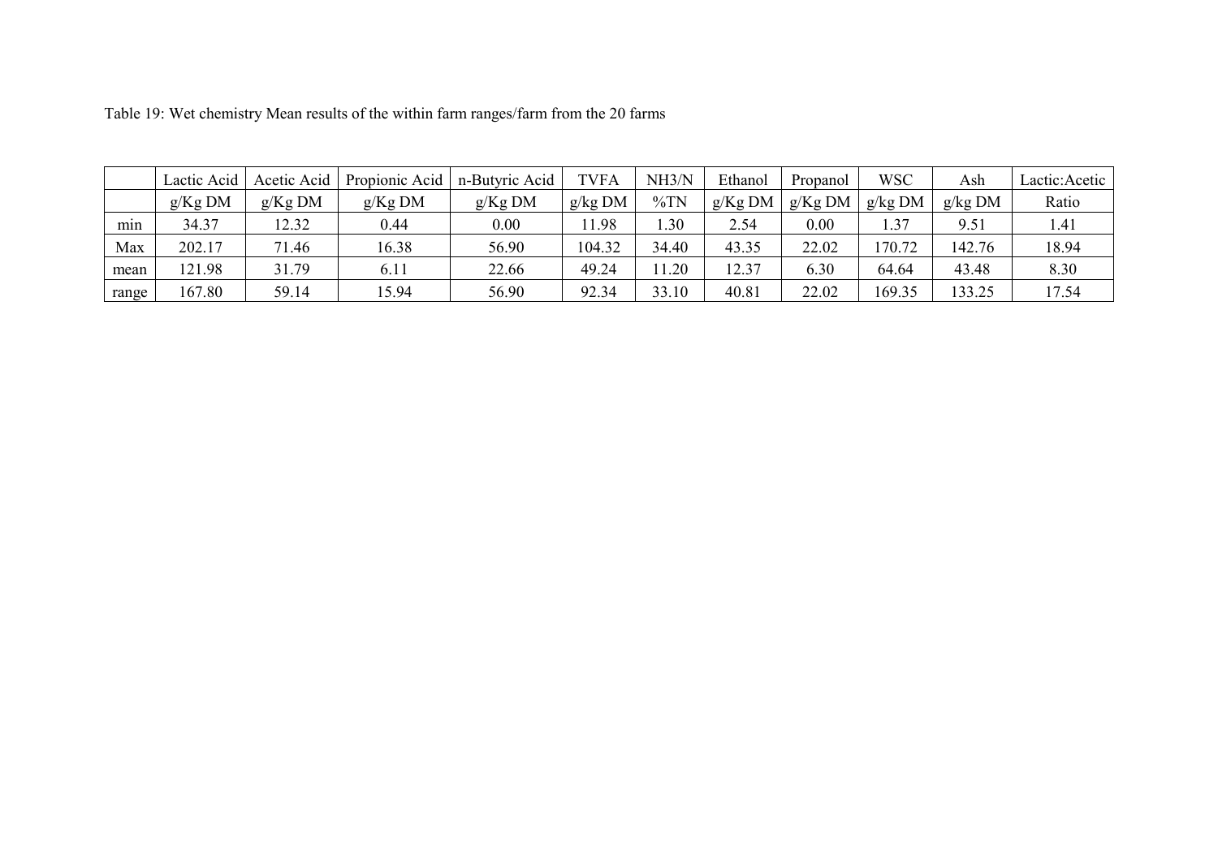Table 19: Wet chemistry Mean results of the within farm ranges/farm from the 20 farms

| | Lactic Acid | Acetic Acid | Propionic Acid | n-Butyric Acid | TVFA | NH3/N | Ethanol | Propanol | WSC | Ash | Lactic:Acetic |
|---|---|---|---|---|---|---|---|---|---|---|---|
| | g/Kg DM | g/Kg DM | g/Kg DM | g/Kg DM | g/kg DM | %TN | g/Kg DM | g/Kg DM | g/kg DM | g/kg DM | Ratio |
| min | 34.37 | 12.32 | 0.44 | 0.00 | 11.98 | 1.30 | 2.54 | 0.00 | 1.37 | 9.51 | 1.41 |
| Max | 202.17 | 71.46 | 16.38 | 56.90 | 104.32 | 34.40 | 43.35 | 22.02 | 170.72 | 142.76 | 18.94 |
| mean | 121.98 | 31.79 | 6.11 | 22.66 | 49.24 | 11.20 | 12.37 | 6.30 | 64.64 | 43.48 | 8.30 |
| range | 167.80 | 59.14 | 15.94 | 56.90 | 92.34 | 33.10 | 40.81 | 22.02 | 169.35 | 133.25 | 17.54 |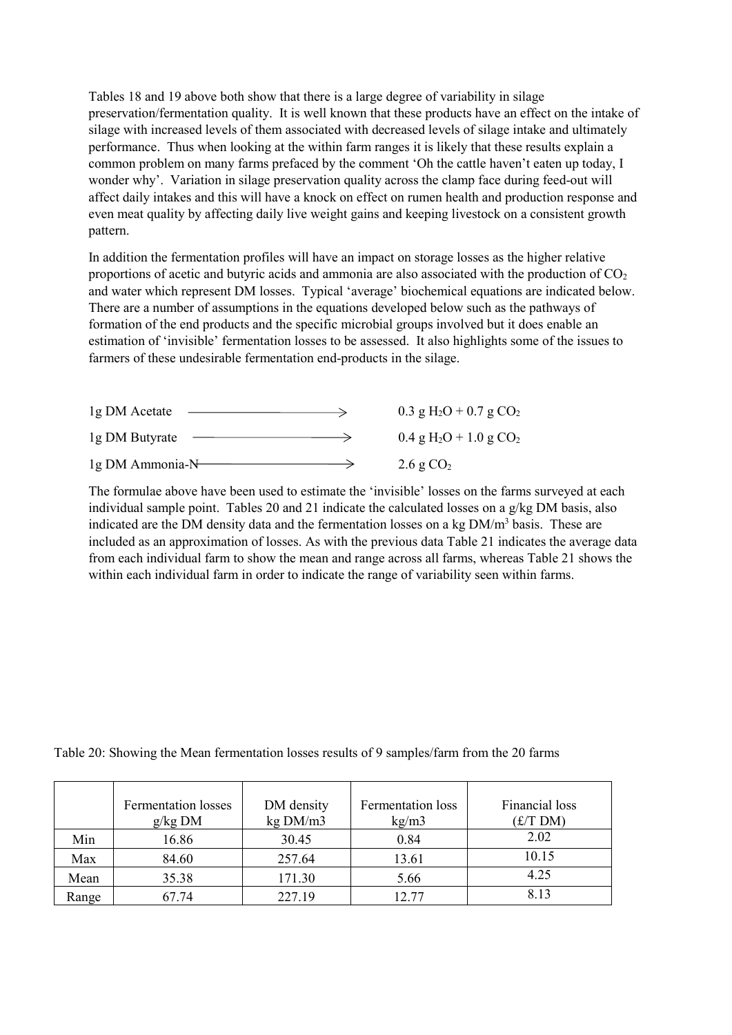Tables 18 and 19 above both show that there is a large degree of variability in silage preservation/fermentation quality. It is well known that these products have an effect on the intake of silage with increased levels of them associated with decreased levels of silage intake and ultimately performance. Thus when looking at the within farm ranges it is likely that these results explain a common problem on many farms prefaced by the comment 'Oh the cattle haven't eaten up today, I wonder why'. Variation in silage preservation quality across the clamp face during feed-out will affect daily intakes and this will have a knock on effect on rumen health and production response and even meat quality by affecting daily live weight gains and keeping livestock on a consistent growth pattern.

In addition the fermentation profiles will have an impact on storage losses as the higher relative proportions of acetic and butyric acids and ammonia are also associated with the production of $CO_2$ and water which represent DM losses. Typical 'average' biochemical equations are indicated below. There are a number of assumptions in the equations developed below such as the pathways of formation of the end products and the specific microbial groups involved but it does enable an estimation of 'invisible' fermentation losses to be assessed. It also highlights some of the issues to farmers of these undesirable fermentation end-products in the silage.

1g DM Acetate ⟶ 0.3 g $H_2O$ + 0.7 g $CO_2$

1g DM Butyrate ⟶ 0.4 g $H_2O$ + 1.0 g $CO_2$

1g DM Ammonia-N ⟶ 2.6 g $CO_2$

The formulae above have been used to estimate the 'invisible' losses on the farms surveyed at each individual sample point. Tables 20 and 21 indicate the calculated losses on a g/kg DM basis, also indicated are the DM density data and the fermentation losses on a kg DM/m$^3$ basis. These are included as an approximation of losses. As with the previous data Table 21 indicates the average data from each individual farm to show the mean and range across all farms, whereas Table 21 shows the within each individual farm in order to indicate the range of variability seen within farms.

Table 20: Showing the Mean fermentation losses results of 9 samples/farm from the 20 farms

| | Fermentation losses g/kg DM | DM density kg DM/m3 | Fermentation loss kg/m3 | Financial loss (£/T DM) |
|---|---|---|---|---|
| Min | 16.86 | 30.45 | 0.84 | 2.02 |
| Max | 84.60 | 257.64 | 13.61 | 10.15 |
| Mean | 35.38 | 171.30 | 5.66 | 4.25 |
| Range | 67.74 | 227.19 | 12.77 | 8.13 |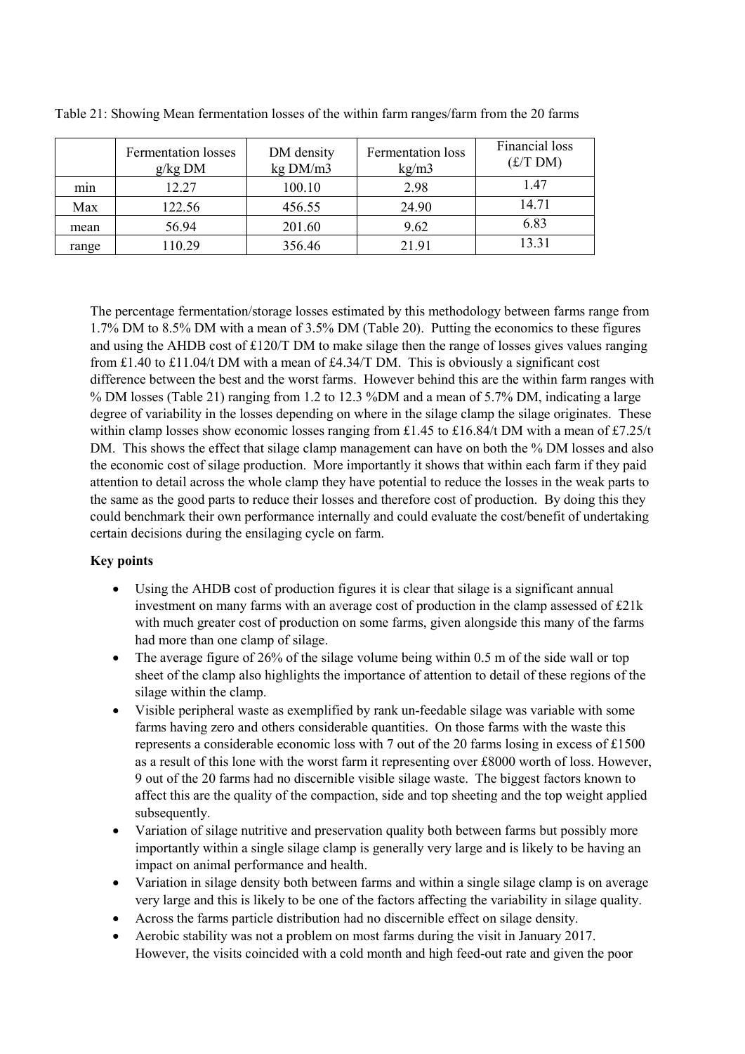Table 21: Showing Mean fermentation losses of the within farm ranges/farm from the 20 farms

| | Fermentation losses g/kg DM | DM density kg DM/m3 | Fermentation loss kg/m3 | Financial loss (£/T DM) |
|---|---|---|---|---|
| min | 12.27 | 100.10 | 2.98 | 1.47 |
| Max | 122.56 | 456.55 | 24.90 | 14.71 |
| mean | 56.94 | 201.60 | 9.62 | 6.83 |
| range | 110.29 | 356.46 | 21.91 | 13.31 |

The percentage fermentation/storage losses estimated by this methodology between farms range from 1.7% DM to 8.5% DM with a mean of 3.5% DM (Table 20). Putting the economics to these figures and using the AHDB cost of £120/T DM to make silage then the range of losses gives values ranging from £1.40 to £11.04/t DM with a mean of £4.34/T DM. This is obviously a significant cost difference between the best and the worst farms. However behind this are the within farm ranges with % DM losses (Table 21) ranging from 1.2 to 12.3 %DM and a mean of 5.7% DM, indicating a large degree of variability in the losses depending on where in the silage clamp the silage originates. These within clamp losses show economic losses ranging from £1.45 to £16.84/t DM with a mean of £7.25/t DM. This shows the effect that silage clamp management can have on both the % DM losses and also the economic cost of silage production. More importantly it shows that within each farm if they paid attention to detail across the whole clamp they have potential to reduce the losses in the weak parts to the same as the good parts to reduce their losses and therefore cost of production. By doing this they could benchmark their own performance internally and could evaluate the cost/benefit of undertaking certain decisions during the ensilaging cycle on farm.

**Key points**

- Using the AHDB cost of production figures it is clear that silage is a significant annual investment on many farms with an average cost of production in the clamp assessed of £21k with much greater cost of production on some farms, given alongside this many of the farms had more than one clamp of silage.
- The average figure of 26% of the silage volume being within 0.5 m of the side wall or top sheet of the clamp also highlights the importance of attention to detail of these regions of the silage within the clamp.
- Visible peripheral waste as exemplified by rank un-feedable silage was variable with some farms having zero and others considerable quantities. On those farms with the waste this represents a considerable economic loss with 7 out of the 20 farms losing in excess of £1500 as a result of this lone with the worst farm it representing over £8000 worth of loss. However, 9 out of the 20 farms had no discernible visible silage waste. The biggest factors known to affect this are the quality of the compaction, side and top sheeting and the top weight applied subsequently.
- Variation of silage nutritive and preservation quality both between farms but possibly more importantly within a single silage clamp is generally very large and is likely to be having an impact on animal performance and health.
- Variation in silage density both between farms and within a single silage clamp is on average very large and this is likely to be one of the factors affecting the variability in silage quality.
- Across the farms particle distribution had no discernible effect on silage density.
- Aerobic stability was not a problem on most farms during the visit in January 2017. However, the visits coincided with a cold month and high feed-out rate and given the poor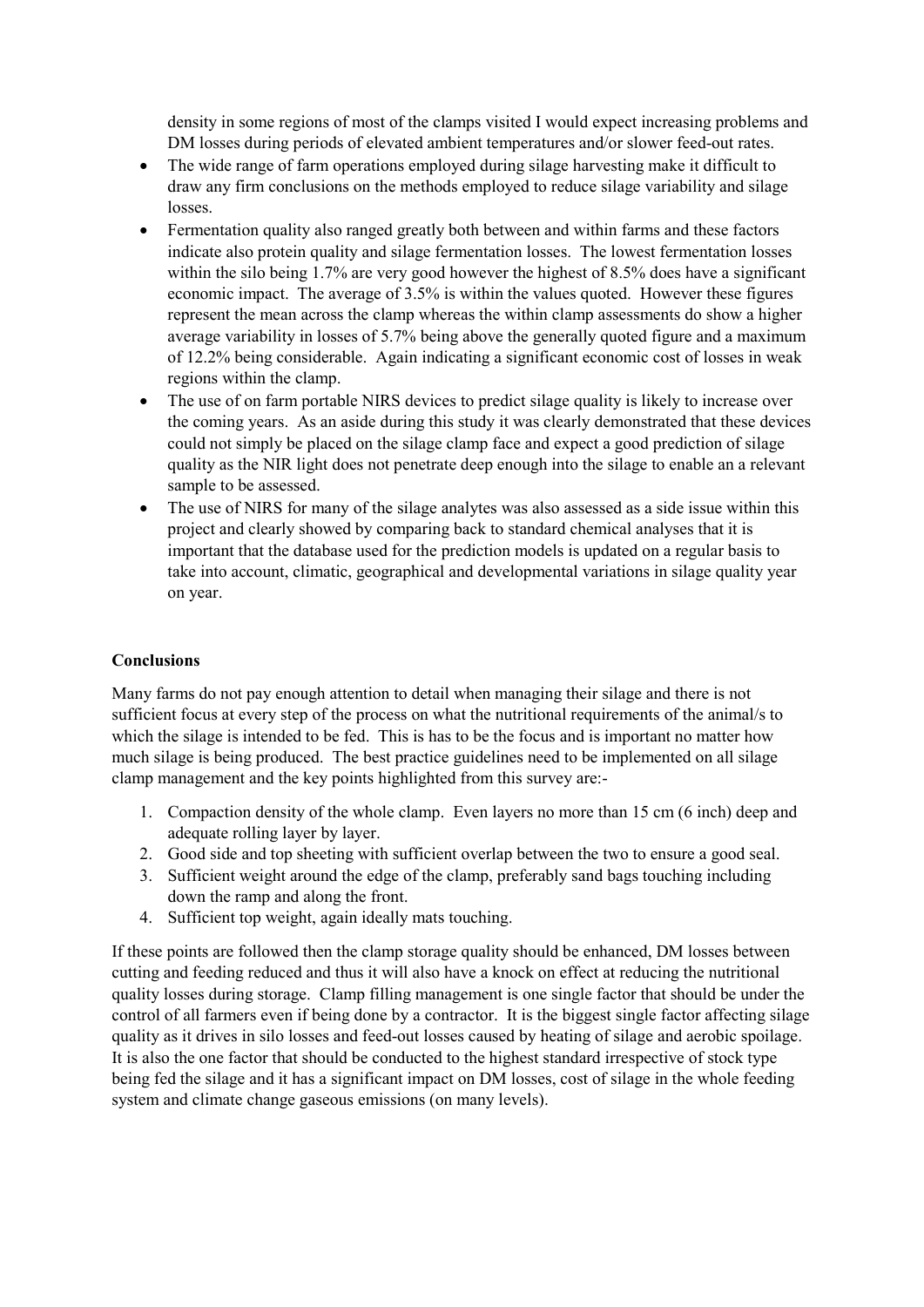density in some regions of most of the clamps visited I would expect increasing problems and DM losses during periods of elevated ambient temperatures and/or slower feed-out rates.

- The wide range of farm operations employed during silage harvesting make it difficult to draw any firm conclusions on the methods employed to reduce silage variability and silage losses.
- Fermentation quality also ranged greatly both between and within farms and these factors indicate also protein quality and silage fermentation losses. The lowest fermentation losses within the silo being 1.7% are very good however the highest of 8.5% does have a significant economic impact. The average of 3.5% is within the values quoted. However these figures represent the mean across the clamp whereas the within clamp assessments do show a higher average variability in losses of 5.7% being above the generally quoted figure and a maximum of 12.2% being considerable. Again indicating a significant economic cost of losses in weak regions within the clamp.
- The use of on farm portable NIRS devices to predict silage quality is likely to increase over the coming years. As an aside during this study it was clearly demonstrated that these devices could not simply be placed on the silage clamp face and expect a good prediction of silage quality as the NIR light does not penetrate deep enough into the silage to enable an a relevant sample to be assessed.
- The use of NIRS for many of the silage analytes was also assessed as a side issue within this project and clearly showed by comparing back to standard chemical analyses that it is important that the database used for the prediction models is updated on a regular basis to take into account, climatic, geographical and developmental variations in silage quality year on year.

**Conclusions**

Many farms do not pay enough attention to detail when managing their silage and there is not sufficient focus at every step of the process on what the nutritional requirements of the animal/s to which the silage is intended to be fed. This is has to be the focus and is important no matter how much silage is being produced. The best practice guidelines need to be implemented on all silage clamp management and the key points highlighted from this survey are:-

1. Compaction density of the whole clamp. Even layers no more than 15 cm (6 inch) deep and adequate rolling layer by layer.
2. Good side and top sheeting with sufficient overlap between the two to ensure a good seal.
3. Sufficient weight around the edge of the clamp, preferably sand bags touching including down the ramp and along the front.
4. Sufficient top weight, again ideally mats touching.

If these points are followed then the clamp storage quality should be enhanced, DM losses between cutting and feeding reduced and thus it will also have a knock on effect at reducing the nutritional quality losses during storage. Clamp filling management is one single factor that should be under the control of all farmers even if being done by a contractor. It is the biggest single factor affecting silage quality as it drives in silo losses and feed-out losses caused by heating of silage and aerobic spoilage. It is also the one factor that should be conducted to the highest standard irrespective of stock type being fed the silage and it has a significant impact on DM losses, cost of silage in the whole feeding system and climate change gaseous emissions (on many levels).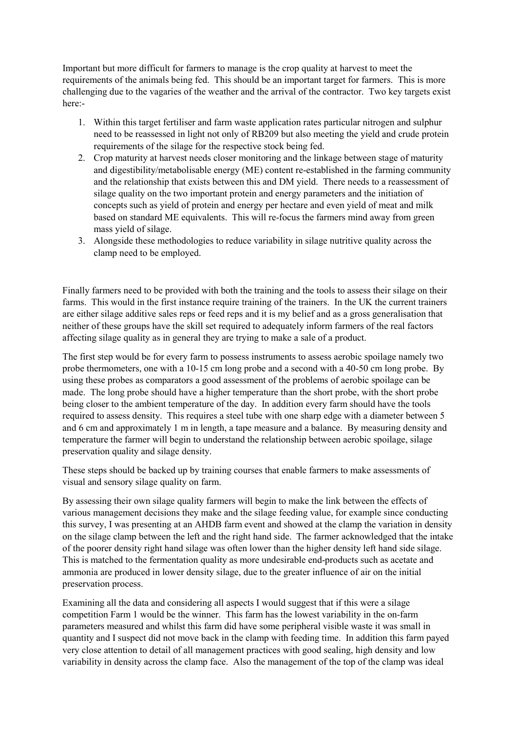Important but more difficult for farmers to manage is the crop quality at harvest to meet the requirements of the animals being fed. This should be an important target for farmers. This is more challenging due to the vagaries of the weather and the arrival of the contractor. Two key targets exist here:-

1. Within this target fertiliser and farm waste application rates particular nitrogen and sulphur need to be reassessed in light not only of RB209 but also meeting the yield and crude protein requirements of the silage for the respective stock being fed.
2. Crop maturity at harvest needs closer monitoring and the linkage between stage of maturity and digestibility/metabolisable energy (ME) content re-established in the farming community and the relationship that exists between this and DM yield. There needs to a reassessment of silage quality on the two important protein and energy parameters and the initiation of concepts such as yield of protein and energy per hectare and even yield of meat and milk based on standard ME equivalents. This will re-focus the farmers mind away from green mass yield of silage.
3. Alongside these methodologies to reduce variability in silage nutritive quality across the clamp need to be employed.

Finally farmers need to be provided with both the training and the tools to assess their silage on their farms. This would in the first instance require training of the trainers. In the UK the current trainers are either silage additive sales reps or feed reps and it is my belief and as a gross generalisation that neither of these groups have the skill set required to adequately inform farmers of the real factors affecting silage quality as in general they are trying to make a sale of a product.

The first step would be for every farm to possess instruments to assess aerobic spoilage namely two probe thermometers, one with a 10-15 cm long probe and a second with a 40-50 cm long probe. By using these probes as comparators a good assessment of the problems of aerobic spoilage can be made. The long probe should have a higher temperature than the short probe, with the short probe being closer to the ambient temperature of the day. In addition every farm should have the tools required to assess density. This requires a steel tube with one sharp edge with a diameter between 5 and 6 cm and approximately 1 m in length, a tape measure and a balance. By measuring density and temperature the farmer will begin to understand the relationship between aerobic spoilage, silage preservation quality and silage density.

These steps should be backed up by training courses that enable farmers to make assessments of visual and sensory silage quality on farm.

By assessing their own silage quality farmers will begin to make the link between the effects of various management decisions they make and the silage feeding value, for example since conducting this survey, I was presenting at an AHDB farm event and showed at the clamp the variation in density on the silage clamp between the left and the right hand side. The farmer acknowledged that the intake of the poorer density right hand silage was often lower than the higher density left hand side silage. This is matched to the fermentation quality as more undesirable end-products such as acetate and ammonia are produced in lower density silage, due to the greater influence of air on the initial preservation process.

Examining all the data and considering all aspects I would suggest that if this were a silage competition Farm 1 would be the winner. This farm has the lowest variability in the on-farm parameters measured and whilst this farm did have some peripheral visible waste it was small in quantity and I suspect did not move back in the clamp with feeding time. In addition this farm payed very close attention to detail of all management practices with good sealing, high density and low variability in density across the clamp face. Also the management of the top of the clamp was ideal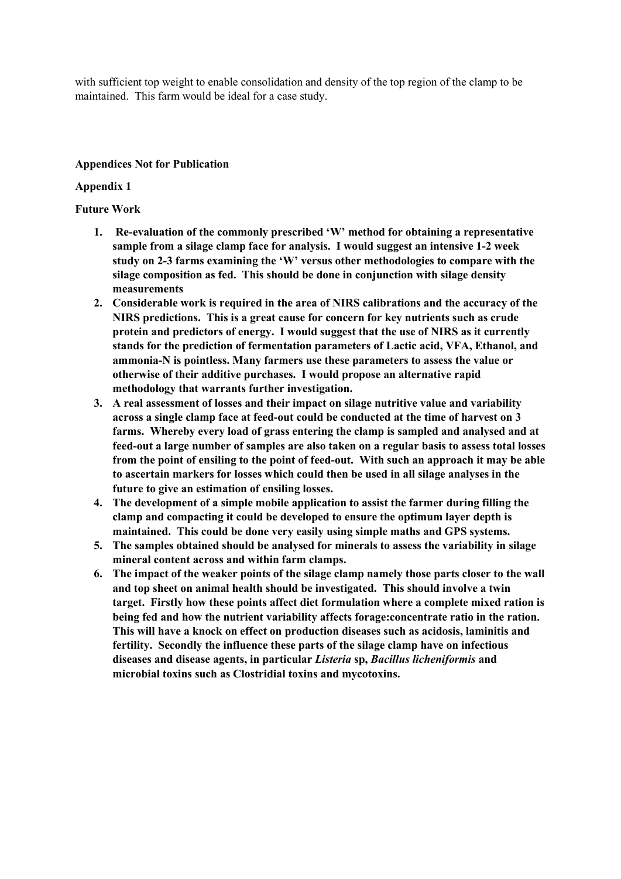with sufficient top weight to enable consolidation and density of the top region of the clamp to be maintained. This farm would be ideal for a case study.

**Appendices Not for Publication**

**Appendix 1**

**Future Work**

1. **Re-evaluation of the commonly prescribed 'W' method for obtaining a representative sample from a silage clamp face for analysis. I would suggest an intensive 1-2 week study on 2-3 farms examining the 'W' versus other methodologies to compare with the silage composition as fed. This should be done in conjunction with silage density measurements**
2. **Considerable work is required in the area of NIRS calibrations and the accuracy of the NIRS predictions. This is a great cause for concern for key nutrients such as crude protein and predictors of energy. I would suggest that the use of NIRS as it currently stands for the prediction of fermentation parameters of Lactic acid, VFA, Ethanol, and ammonia-N is pointless. Many farmers use these parameters to assess the value or otherwise of their additive purchases. I would propose an alternative rapid methodology that warrants further investigation.**
3. **A real assessment of losses and their impact on silage nutritive value and variability across a single clamp face at feed-out could be conducted at the time of harvest on 3 farms. Whereby every load of grass entering the clamp is sampled and analysed and at feed-out a large number of samples are also taken on a regular basis to assess total losses from the point of ensiling to the point of feed-out. With such an approach it may be able to ascertain markers for losses which could then be used in all silage analyses in the future to give an estimation of ensiling losses.**
4. **The development of a simple mobile application to assist the farmer during filling the clamp and compacting it could be developed to ensure the optimum layer depth is maintained. This could be done very easily using simple maths and GPS systems.**
5. **The samples obtained should be analysed for minerals to assess the variability in silage mineral content across and within farm clamps.**
6. **The impact of the weaker points of the silage clamp namely those parts closer to the wall and top sheet on animal health should be investigated. This should involve a twin target. Firstly how these points affect diet formulation where a complete mixed ration is being fed and how the nutrient variability affects forage:concentrate ratio in the ration. This will have a knock on effect on production diseases such as acidosis, laminitis and fertility. Secondly the influence these parts of the silage clamp have on infectious diseases and disease agents, in particular *Listeria* sp, *Bacillus licheniformis* and microbial toxins such as Clostridial toxins and mycotoxins.**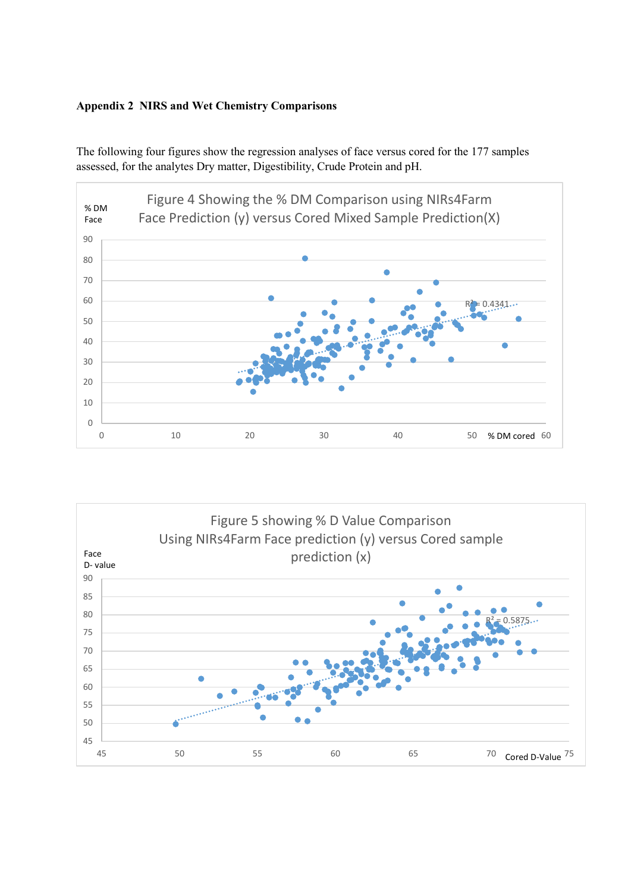**Appendix 2 NIRS and Wet Chemistry Comparisons**

The following four figures show the regression analyses of face versus cored for the 177 samples assessed, for the analytes Dry matter, Digestibility, Crude Protein and pH.

Figure 4 Showing the % DM Comparison using NIRs4Farm Face Prediction (y) versus Cored Mixed Sample Prediction(X)

% DM Face

$R^2 = 0.4341$

% DM cored

Figure 5 showing % D Value Comparison Using NIRs4Farm Face prediction (y) versus Cored sample prediction (x)

Face D- value

$R^2 = 0.5875$

Cored D-Value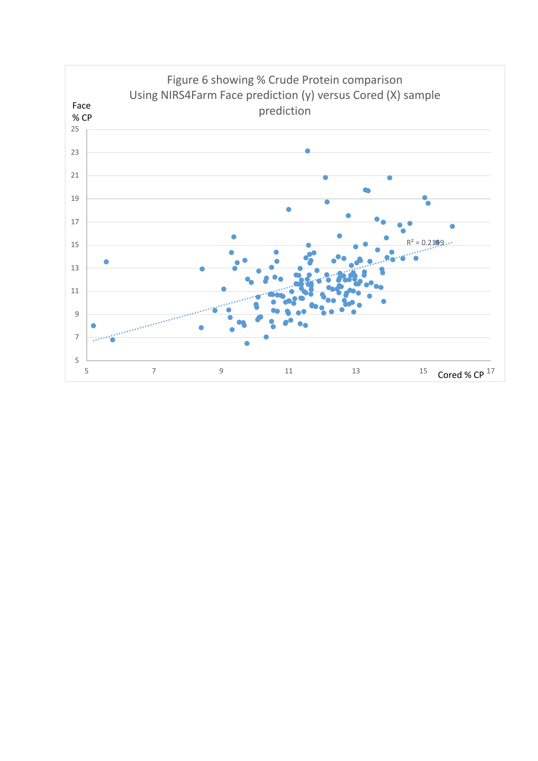Figure 6 showing % Crude Protein comparison
Using NIRS4Farm Face prediction (y) versus Cored (X) sample prediction

Face % CP

Cored % CP

$R^2 = 0.2159$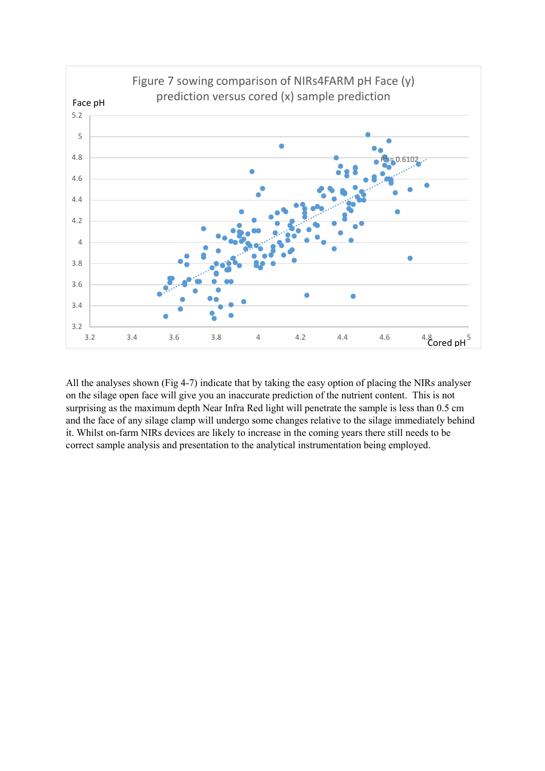Figure 7 sowing comparison of NIRs4FARM pH Face (y) prediction versus cored (x) sample prediction

Face pH

$R^2 = 0.6102$

Cored pH

All the analyses shown (Fig 4-7) indicate that by taking the easy option of placing the NIRs analyser on the silage open face will give you an inaccurate prediction of the nutrient content. This is not surprising as the maximum depth Near Infra Red light will penetrate the sample is less than 0.5 cm and the face of any silage clamp will undergo some changes relative to the silage immediately behind it. Whilst on-farm NIRs devices are likely to increase in the coming years there still needs to be correct sample analysis and presentation to the analytical instrumentation being employed.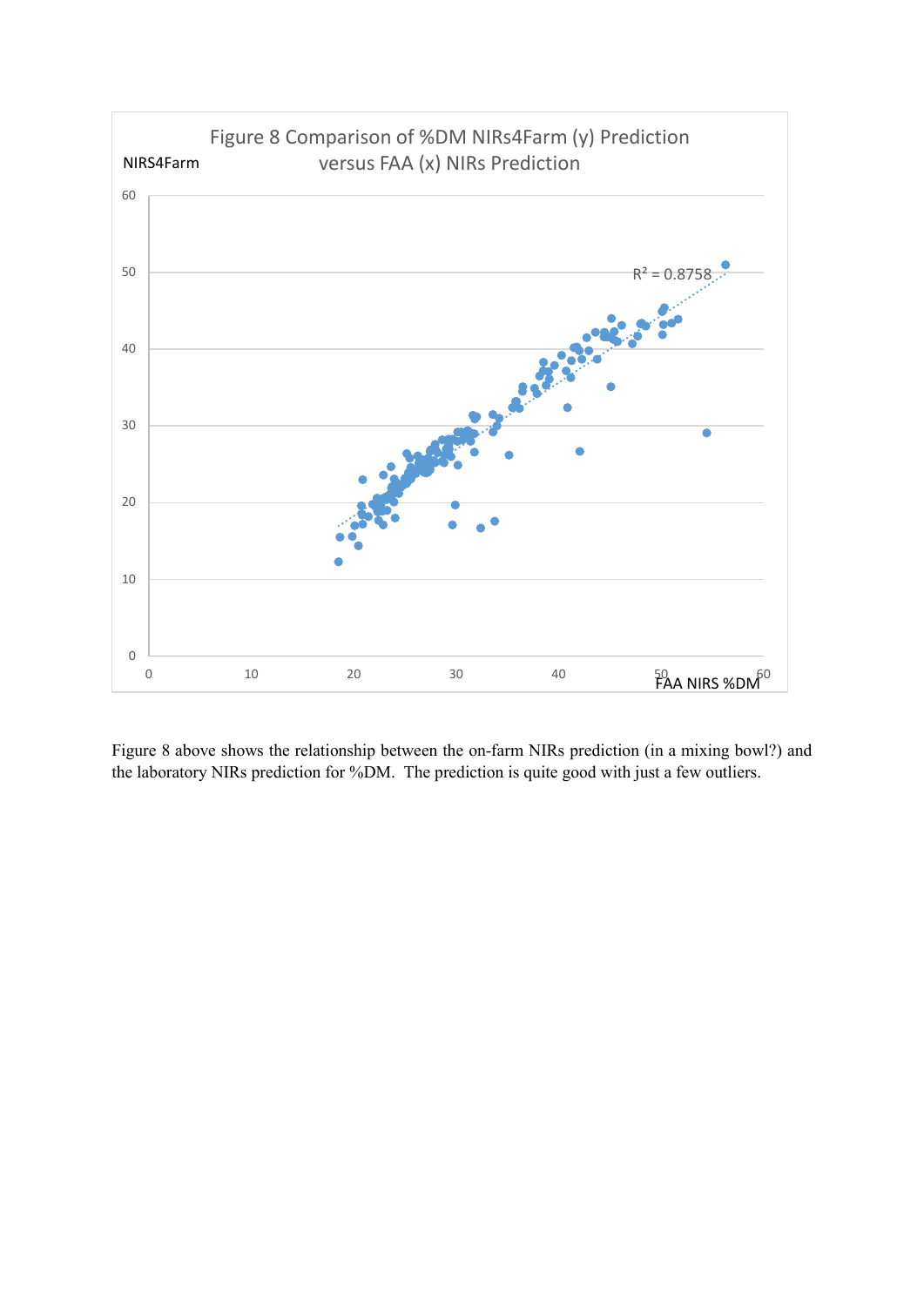Figure 8 Comparison of %DM NIRs4Farm (y) Prediction versus FAA (x) NIRs Prediction

NIRS4Farm

$R^2 = 0.8758$

FAA NIRS %DM

Figure 8 above shows the relationship between the on-farm NIRs prediction (in a mixing bowl?) and the laboratory NIRs prediction for %DM. The prediction is quite good with just a few outliers.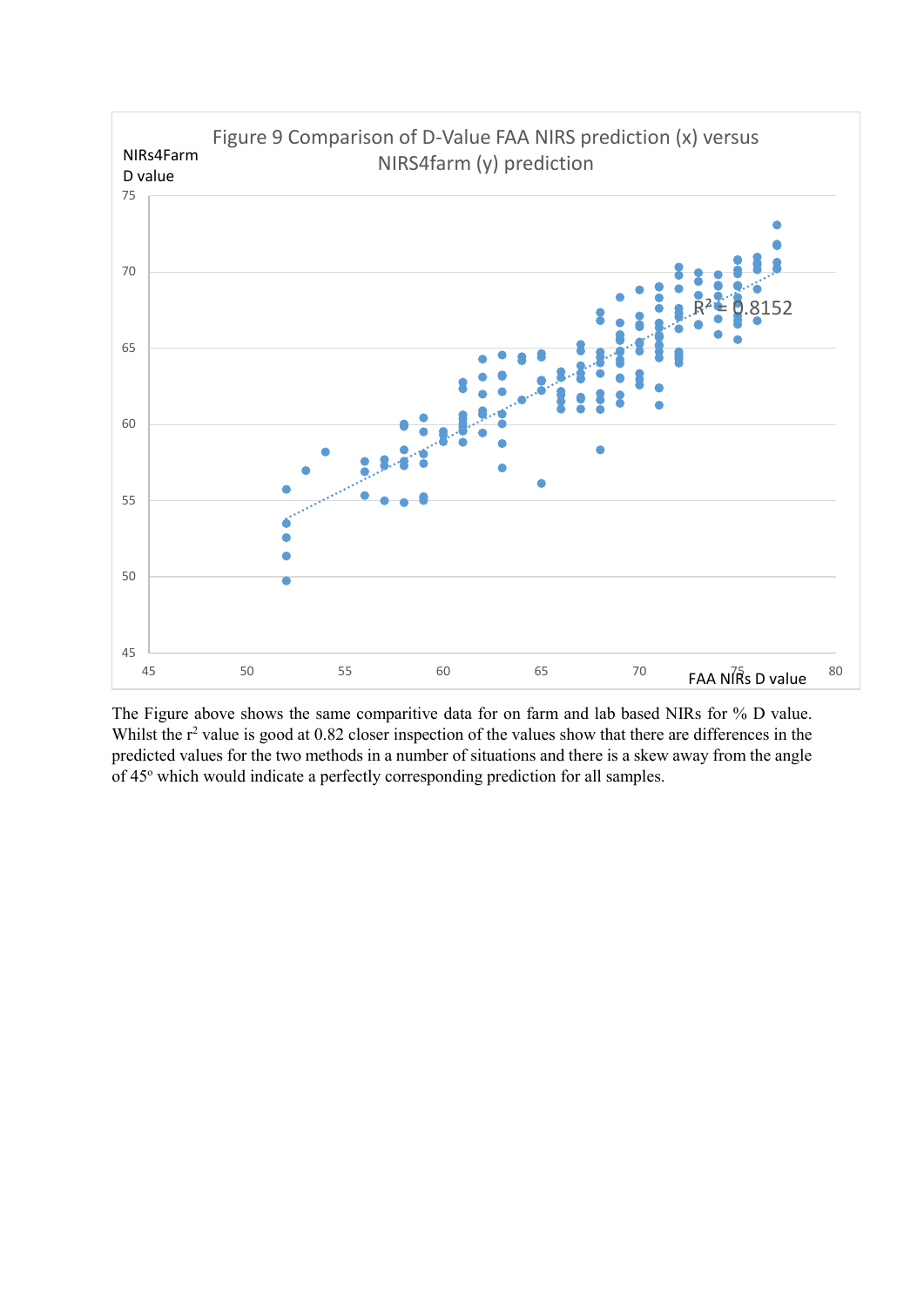Figure 9 Comparison of D-Value FAA NIRS prediction (x) versus NIRS4farm (y) prediction

NIRs4Farm D value

$R^2 = 0.8152$

FAA NIRs D value

The Figure above shows the same comparitive data for on farm and lab based NIRs for % D value. Whilst the $r^2$ value is good at 0.82 closer inspection of the values show that there are differences in the predicted values for the two methods in a number of situations and there is a skew away from the angle of 45° which would indicate a perfectly corresponding prediction for all samples.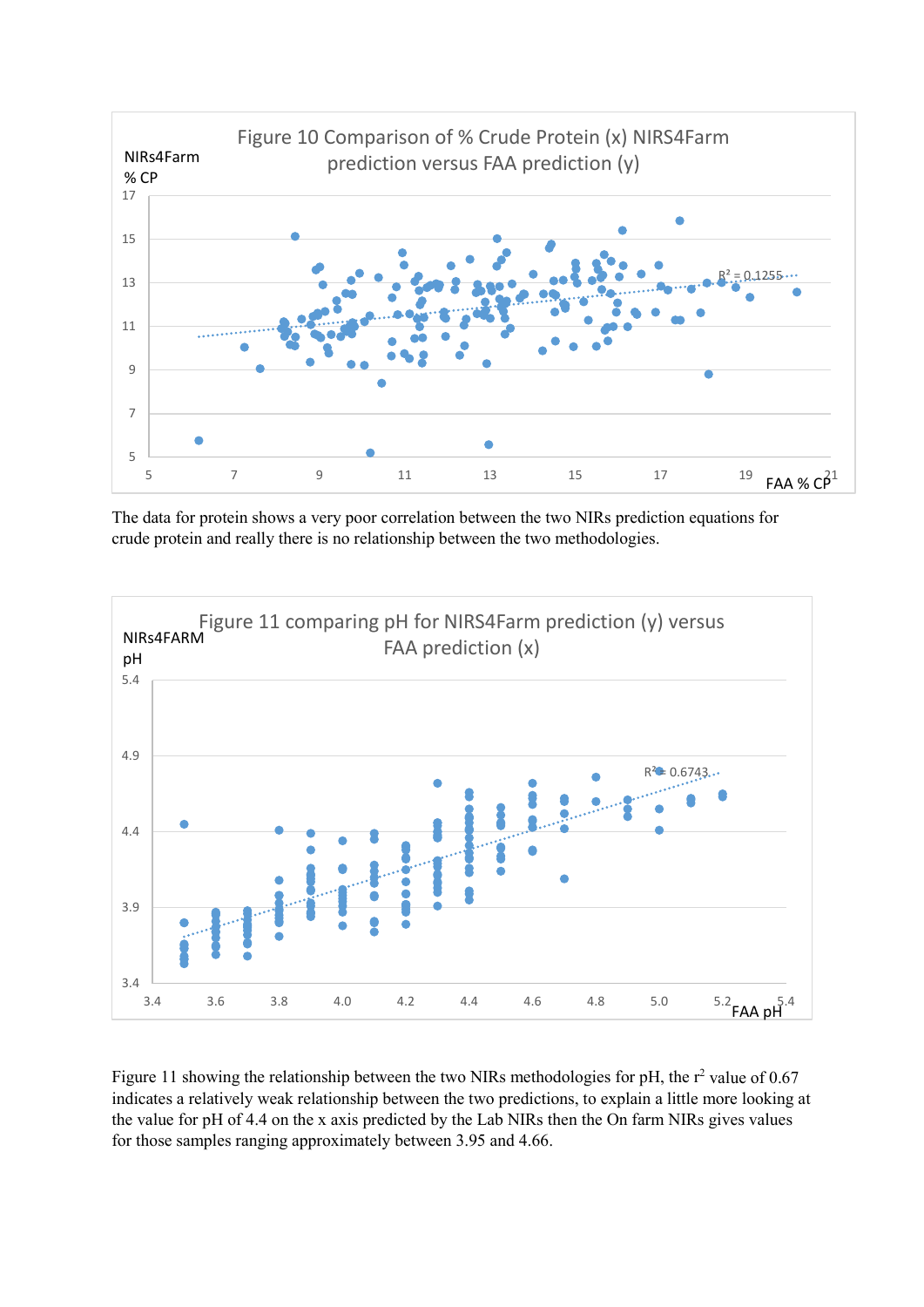Figure 10 Comparison of % Crude Protein (x) NIRS4Farm prediction versus FAA prediction (y)

The data for protein shows a very poor correlation between the two NIRs prediction equations for crude protein and really there is no relationship between the two methodologies.

Figure 11 comparing pH for NIRS4Farm prediction (y) versus FAA prediction (x)

Figure 11 showing the relationship between the two NIRs methodologies for pH, the $r^2$ value of 0.67 indicates a relatively weak relationship between the two predictions, to explain a little more looking at the value for pH of 4.4 on the x axis predicted by the Lab NIRs then the On farm NIRs gives values for those samples ranging approximately between 3.95 and 4.66.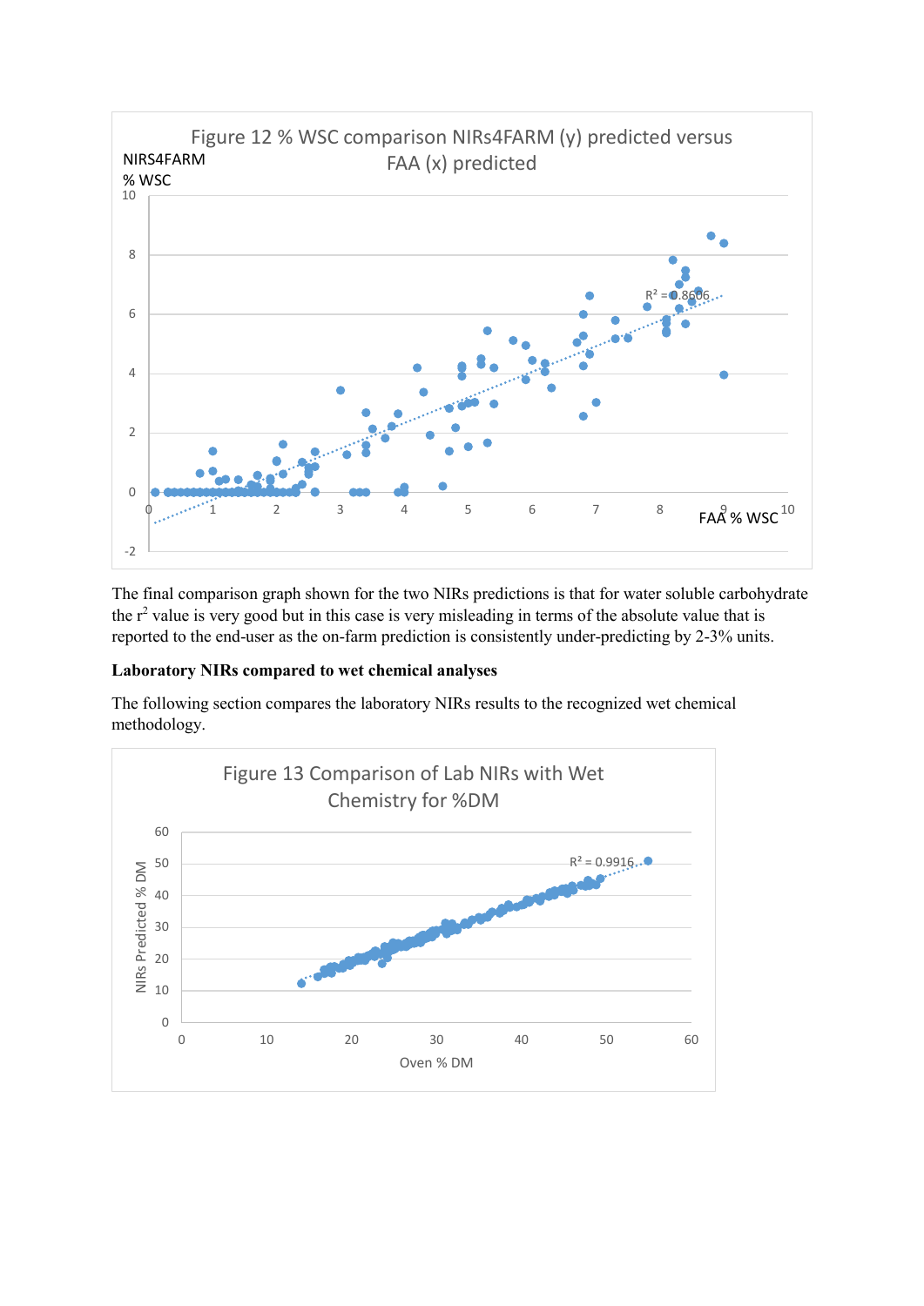Figure 12 % WSC comparison NIRs4FARM (y) predicted versus FAA (x) predicted

The final comparison graph shown for the two NIRs predictions is that for water soluble carbohydrate the $r^2$ value is very good but in this case is very misleading in terms of the absolute value that is reported to the end-user as the on-farm prediction is consistently under-predicting by 2-3% units.

**Laboratory NIRs compared to wet chemical analyses**

The following section compares the laboratory NIRs results to the recognized wet chemical methodology.

Figure 13 Comparison of Lab NIRs with Wet Chemistry for %DM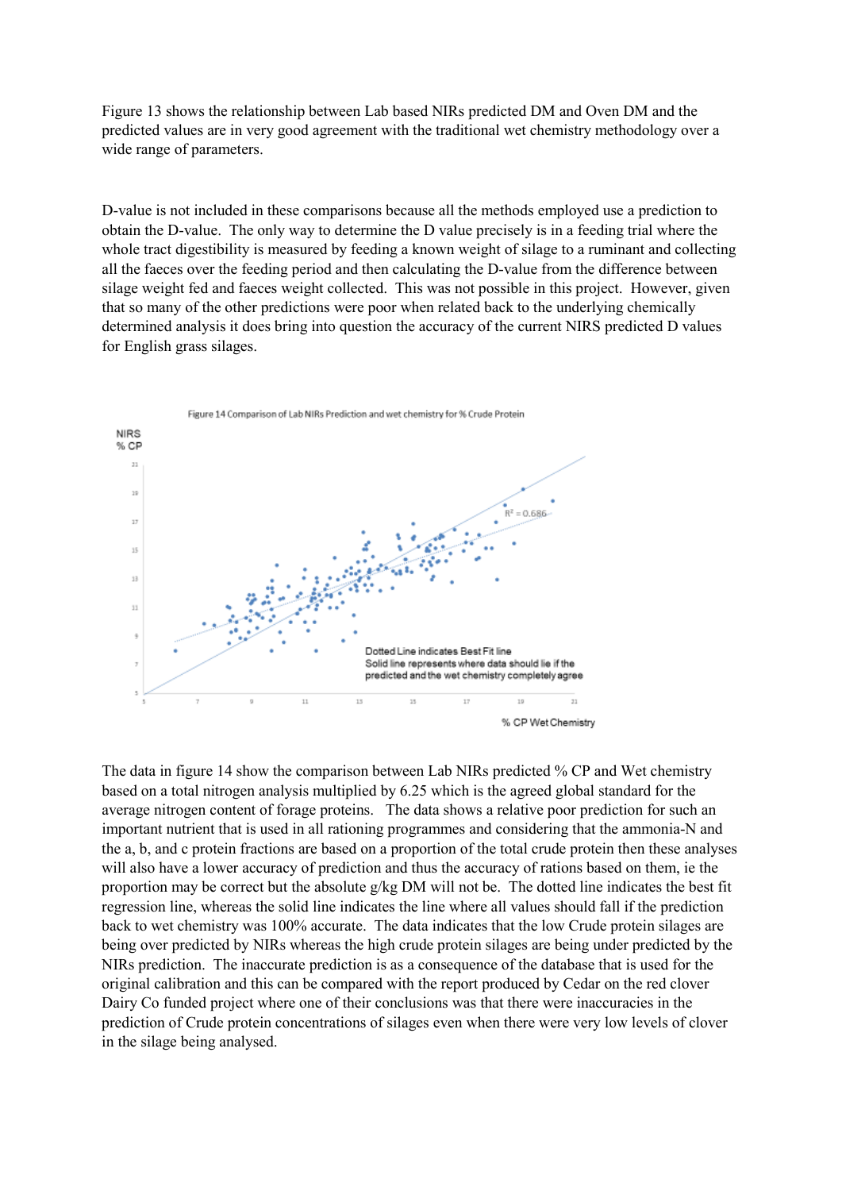Figure 13 shows the relationship between Lab based NIRs predicted DM and Oven DM and the predicted values are in very good agreement with the traditional wet chemistry methodology over a wide range of parameters.

D-value is not included in these comparisons because all the methods employed use a prediction to obtain the D-value. The only way to determine the D value precisely is in a feeding trial where the whole tract digestibility is measured by feeding a known weight of silage to a ruminant and collecting all the faeces over the feeding period and then calculating the D-value from the difference between silage weight fed and faeces weight collected. This was not possible in this project. However, given that so many of the other predictions were poor when related back to the underlying chemically determined analysis it does bring into question the accuracy of the current NIRS predicted D values for English grass silages.

Figure 14 Comparison of Lab NIRs Prediction and wet chemistry for % Crude Protein

The data in figure 14 show the comparison between Lab NIRs predicted % CP and Wet chemistry based on a total nitrogen analysis multiplied by 6.25 which is the agreed global standard for the average nitrogen content of forage proteins. The data shows a relative poor prediction for such an important nutrient that is used in all rationing programmes and considering that the ammonia-N and the a, b, and c protein fractions are based on a proportion of the total crude protein then these analyses will also have a lower accuracy of prediction and thus the accuracy of rations based on them, ie the proportion may be correct but the absolute g/kg DM will not be. The dotted line indicates the best fit regression line, whereas the solid line indicates the line where all values should fall if the prediction back to wet chemistry was 100% accurate. The data indicates that the low Crude protein silages are being over predicted by NIRs whereas the high crude protein silages are being under predicted by the NIRs prediction. The inaccurate prediction is as a consequence of the database that is used for the original calibration and this can be compared with the report produced by Cedar on the red clover Dairy Co funded project where one of their conclusions was that there were inaccuracies in the prediction of Crude protein concentrations of silages even when there were very low levels of clover in the silage being analysed.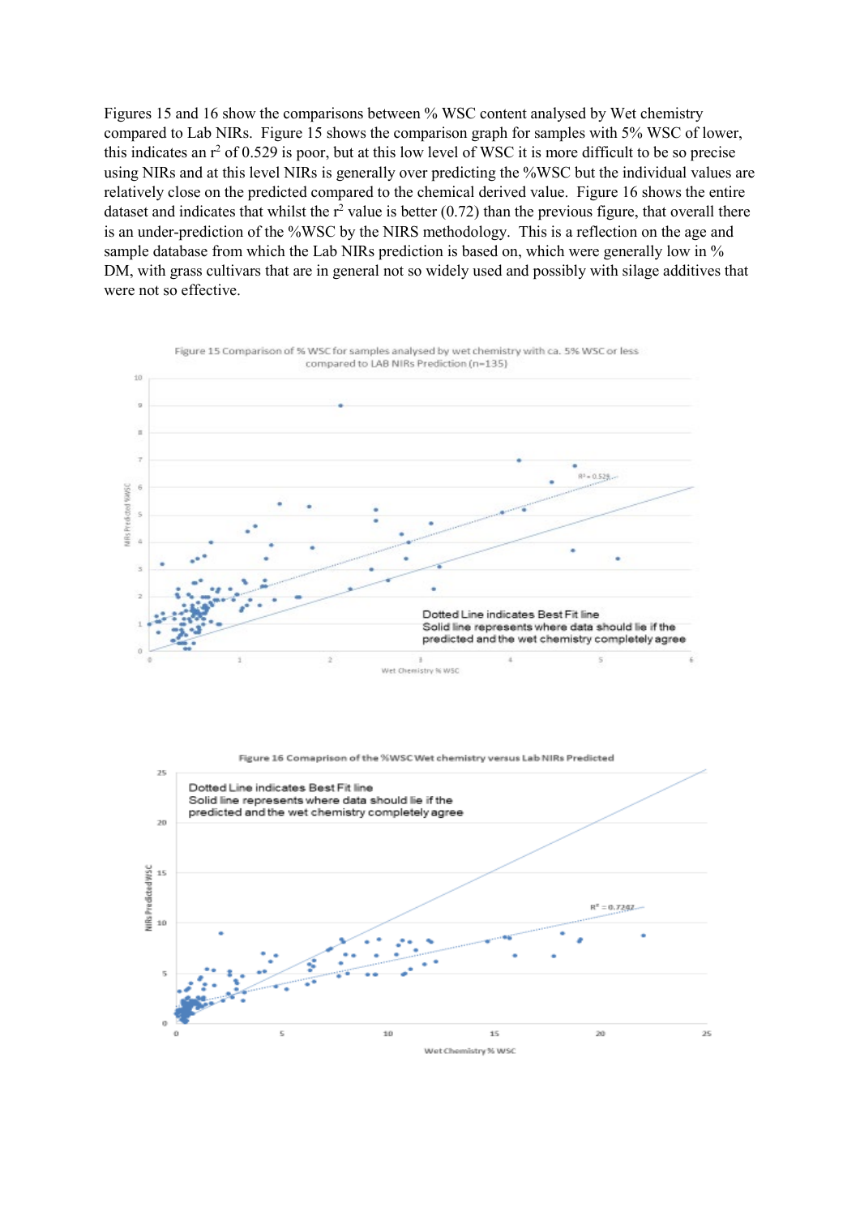Figures 15 and 16 show the comparisons between % WSC content analysed by Wet chemistry compared to Lab NIRs. Figure 15 shows the comparison graph for samples with 5% WSC of lower, this indicates an $r^2$ of 0.529 is poor, but at this low level of WSC it is more difficult to be so precise using NIRs and at this level NIRs is generally over predicting the %WSC but the individual values are relatively close on the predicted compared to the chemical derived value. Figure 16 shows the entire dataset and indicates that whilst the $r^2$ value is better (0.72) than the previous figure, that overall there is an under-prediction of the %WSC by the NIRS methodology. This is a reflection on the age and sample database from which the Lab NIRs prediction is based on, which were generally low in % DM, with grass cultivars that are in general not so widely used and possibly with silage additives that were not so effective.

Figure 15 Comparison of % WSC for samples analysed by wet chemistry with ca. 5% WSC or less compared to LAB NIRs Prediction (n=135)

Dotted Line indicates Best Fit line
Solid line represents where data should lie if the predicted and the wet chemistry completely agree

$R^2 = 0.529$

Figure 16 Comaprison of the %WSC Wet chemistry versus Lab NIRs Predicted

Dotted Line indicates Best Fit line
Solid line represents where data should lie if the predicted and the wet chemistry completely agree

$R^2 = 0.7242$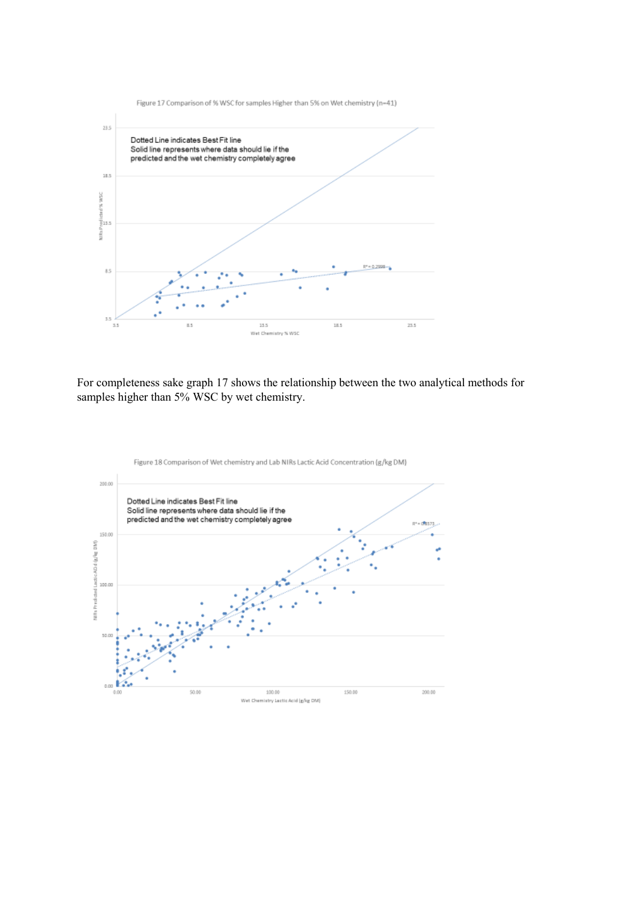Figure 17 Comparison of % WSC for samples Higher than 5% on Wet chemistry (n=41)

For completeness sake graph 17 shows the relationship between the two analytical methods for samples higher than 5% WSC by wet chemistry.

Figure 18 Comparison of Wet chemistry and Lab NIRs Lactic Acid Concentration (g/kg DM)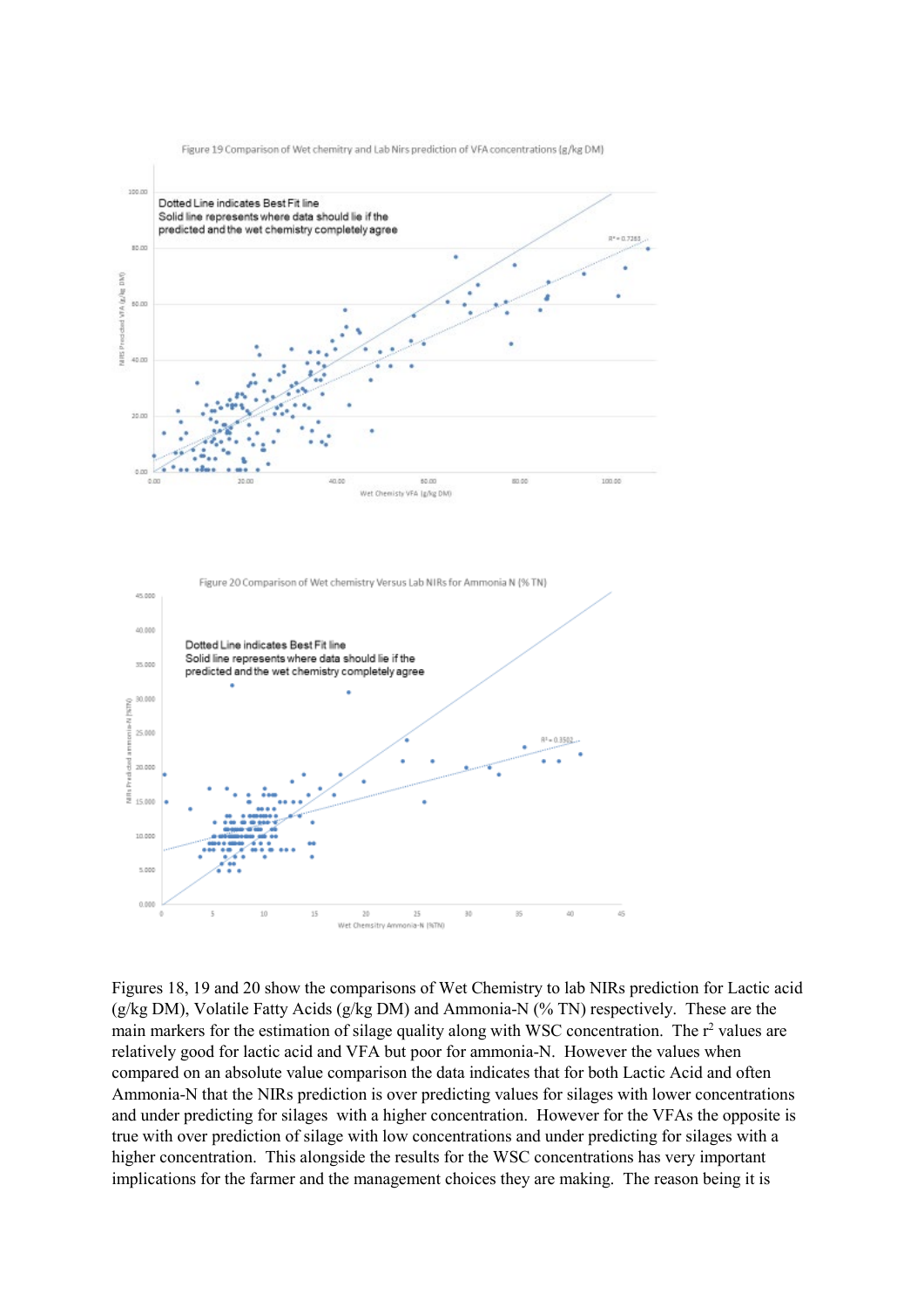Figure 19 Comparison of Wet chemitry and Lab Nirs prediction of VFA concentrations (g/kg DM)

Dotted Line indicates Best Fit line
Solid line represents where data should lie if the predicted and the wet chemistry completely agree

Figure 20 Comparison of Wet chemistry Versus Lab NIRs for Ammonia N (% TN)

Dotted Line indicates Best Fit line
Solid line represents where data should lie if the predicted and the wet chemistry completely agree

Figures 18, 19 and 20 show the comparisons of Wet Chemistry to lab NIRs prediction for Lactic acid (g/kg DM), Volatile Fatty Acids (g/kg DM) and Ammonia-N (% TN) respectively. These are the main markers for the estimation of silage quality along with WSC concentration. The $r^2$ values are relatively good for lactic acid and VFA but poor for ammonia-N. However the values when compared on an absolute value comparison the data indicates that for both Lactic Acid and often Ammonia-N that the NIRs prediction is over predicting values for silages with lower concentrations and under predicting for silages with a higher concentration. However for the VFAs the opposite is true with over prediction of silage with low concentrations and under predicting for silages with a higher concentration. This alongside the results for the WSC concentrations has very important implications for the farmer and the management choices they are making. The reason being it is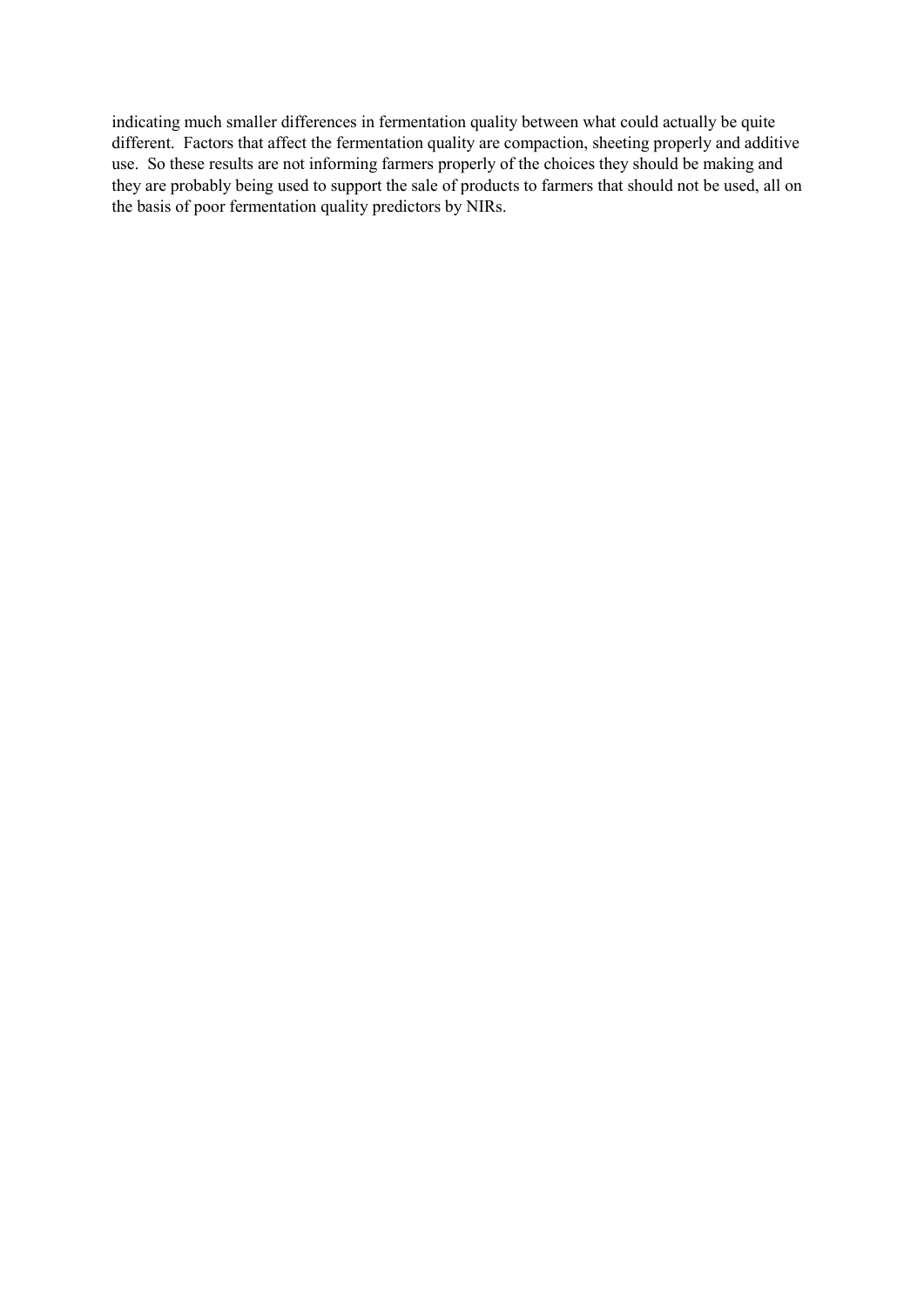indicating much smaller differences in fermentation quality between what could actually be quite different. Factors that affect the fermentation quality are compaction, sheeting properly and additive use. So these results are not informing farmers properly of the choices they should be making and they are probably being used to support the sale of products to farmers that should not be used, all on the basis of poor fermentation quality predictors by NIRs.